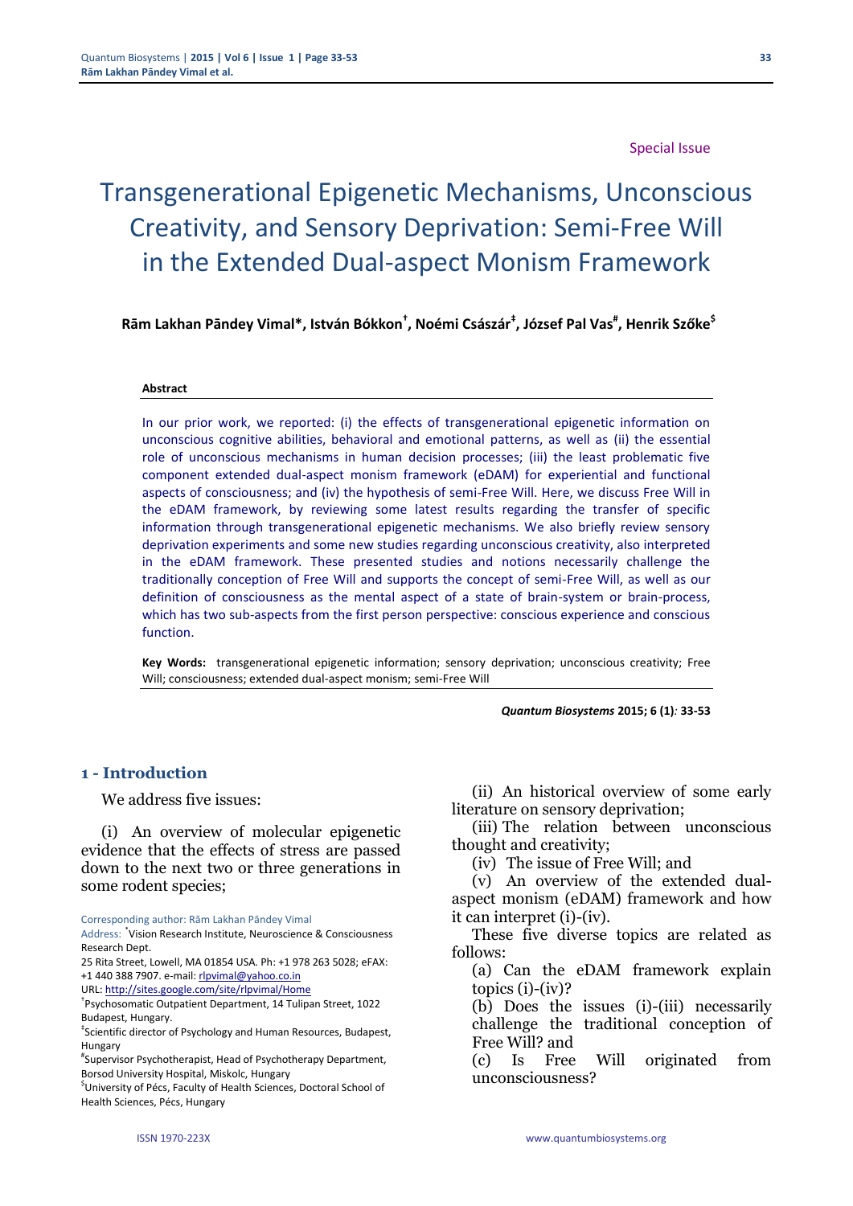Special Issue

# Transgenerational Epigenetic Mechanisms, Unconscious Creativity, and Sensory Deprivation: Semi-Free Will in the Extended Dual-aspect Monism Framework

**Rām Lakhan Pāndey Vimal*, István Bókkon[†], Noémi Császár[‡], József Pal Vas[#], Henrik Szőke[$]**

#### Abstract

In our prior work, we reported: (i) the effects of transgenerational epigenetic information on unconscious cognitive abilities, behavioral and emotional patterns, as well as (ii) the essential role of unconscious mechanisms in human decision processes; (iii) the least problematic five component extended dual-aspect monism framework (eDAM) for experiential and functional aspects of consciousness; and (iv) the hypothesis of semi-Free Will. Here, we discuss Free Will in the eDAM framework, by reviewing some latest results regarding the transfer of specific information through transgenerational epigenetic mechanisms. We also briefly review sensory deprivation experiments and some new studies regarding unconscious creativity, also interpreted in the eDAM framework. These presented studies and notions necessarily challenge the traditionally conception of Free Will and supports the concept of semi-Free Will, as well as our definition of consciousness as the mental aspect of a state of brain-system or brain-process, which has two sub-aspects from the first person perspective: conscious experience and conscious function.

**Key Words:** transgenerational epigenetic information; sensory deprivation; unconscious creativity; Free Will; consciousness; extended dual-aspect monism; semi-Free Will

***Quantum Biosystems* 2015; 6 (1): 33-53**

## 1 - Introduction

We address five issues:

(i) An overview of molecular epigenetic evidence that the effects of stress are passed down to the next two or three generations in some rodent species;

(ii) An historical overview of some early literature on sensory deprivation;

(iii) The relation between unconscious thought and creativity;

(iv) The issue of Free Will; and

(v) An overview of the extended dual-aspect monism (eDAM) framework and how it can interpret (i)-(iv).

These five diverse topics are related as follows:

(a) Can the eDAM framework explain topics (i)-(iv)?

(b) Does the issues (i)-(iii) necessarily challenge the traditional conception of Free Will? and

(c) Is Free Will originated from unconsciousness?

Corresponding author: Rām Lakhan Pāndey Vimal
Address: *Vision Research Institute, Neuroscience & Consciousness Research Dept.
25 Rita Street, Lowell, MA 01854 USA. Ph: +1 978 263 5028; eFAX: +1 440 388 7907. e-mail: rlpvimal@yahoo.co.in
URL: http://sites.google.com/site/rlpvimal/Home
[†]Psychosomatic Outpatient Department, 14 Tulipan Street, 1022 Budapest, Hungary.
[‡]Scientific director of Psychology and Human Resources, Budapest, Hungary
[#]Supervisor Psychotherapist, Head of Psychotherapy Department, Borsod University Hospital, Miskolc, Hungary
[$]University of Pécs, Faculty of Health Sciences, Doctoral School of Health Sciences, Pécs, Hungary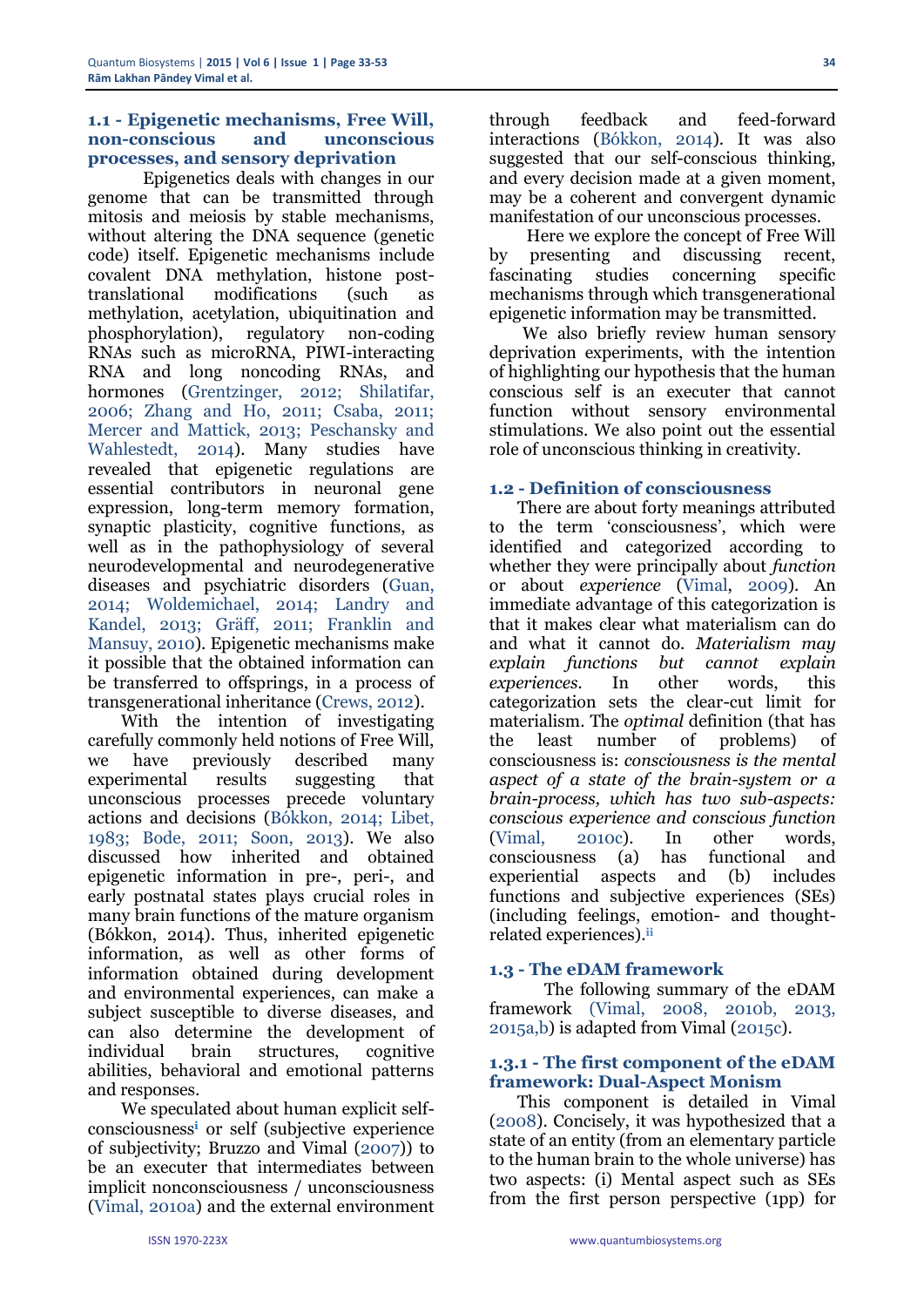### 1.1 - Epigenetic mechanisms, Free Will, non-conscious and unconscious processes, and sensory deprivation

Epigenetics deals with changes in our genome that can be transmitted through mitosis and meiosis by stable mechanisms, without altering the DNA sequence (genetic code) itself. Epigenetic mechanisms include covalent DNA methylation, histone post-translational modifications (such as methylation, acetylation, ubiquitination and phosphorylation), regulatory non-coding RNAs such as microRNA, PIWI-interacting RNA and long noncoding RNAs, and hormones (Grentzinger, 2012; Shilatifar, 2006; Zhang and Ho, 2011; Csaba, 2011; Mercer and Mattick, 2013; Peschansky and Wahlestedt, 2014). Many studies have revealed that epigenetic regulations are essential contributors in neuronal gene expression, long-term memory formation, synaptic plasticity, cognitive functions, as well as in the pathophysiology of several neurodevelopmental and neurodegenerative diseases and psychiatric disorders (Guan, 2014; Woldemichael, 2014; Landry and Kandel, 2013; Gräff, 2011; Franklin and Mansuy, 2010). Epigenetic mechanisms make it possible that the obtained information can be transferred to offsprings, in a process of transgenerational inheritance (Crews, 2012).

With the intention of investigating carefully commonly held notions of Free Will, we have previously described many experimental results suggesting that unconscious processes precede voluntary actions and decisions (Bókkon, 2014; Libet, 1983; Bode, 2011; Soon, 2013). We also discussed how inherited and obtained epigenetic information in pre-, peri-, and early postnatal states plays crucial roles in many brain functions of the mature organism (Bókkon, 2014). Thus, inherited epigenetic information, as well as other forms of information obtained during development and environmental experiences, can make a subject susceptible to diverse diseases, and can also determine the development of individual brain structures, cognitive abilities, behavioral and emotional patterns and responses.

We speculated about human explicit self-consciousness[i] or self (subjective experience of subjectivity; Bruzzo and Vimal (2007)) to be an executer that intermediates between implicit nonconsciousness / unconsciousness (Vimal, 2010a) and the external environment through feedback and feed-forward interactions (Bókkon, 2014). It was also suggested that our self-conscious thinking, and every decision made at a given moment, may be a coherent and convergent dynamic manifestation of our unconscious processes.

Here we explore the concept of Free Will by presenting and discussing recent, fascinating studies concerning specific mechanisms through which transgenerational epigenetic information may be transmitted.

We also briefly review human sensory deprivation experiments, with the intention of highlighting our hypothesis that the human conscious self is an executer that cannot function without sensory environmental stimulations. We also point out the essential role of unconscious thinking in creativity.

### 1.2 - Definition of consciousness

There are about forty meanings attributed to the term 'consciousness', which were identified and categorized according to whether they were principally about *function* or about *experience* (Vimal, 2009). An immediate advantage of this categorization is that it makes clear what materialism can do and what it cannot do. *Materialism may explain functions but cannot explain experiences.* In other words, this categorization sets the clear-cut limit for materialism. The *optimal* definition (that has the least number of problems) of consciousness is: *consciousness is the mental aspect of a state of the brain-system or a brain-process, which has two sub-aspects: conscious experience and conscious function* (Vimal, 2010c). In other words, consciousness (a) has functional and experiential aspects and (b) includes functions and subjective experiences (SEs) (including feelings, emotion- and thought-related experiences).[ii]

### 1.3 - The eDAM framework

The following summary of the eDAM framework (Vimal, 2008, 2010b, 2013, 2015a,b) is adapted from Vimal (2015c).

#### 1.3.1 - The first component of the eDAM framework: Dual-Aspect Monism

This component is detailed in Vimal (2008). Concisely, it was hypothesized that a state of an entity (from an elementary particle to the human brain to the whole universe) has two aspects: (i) Mental aspect such as SEs from the first person perspective (1pp) for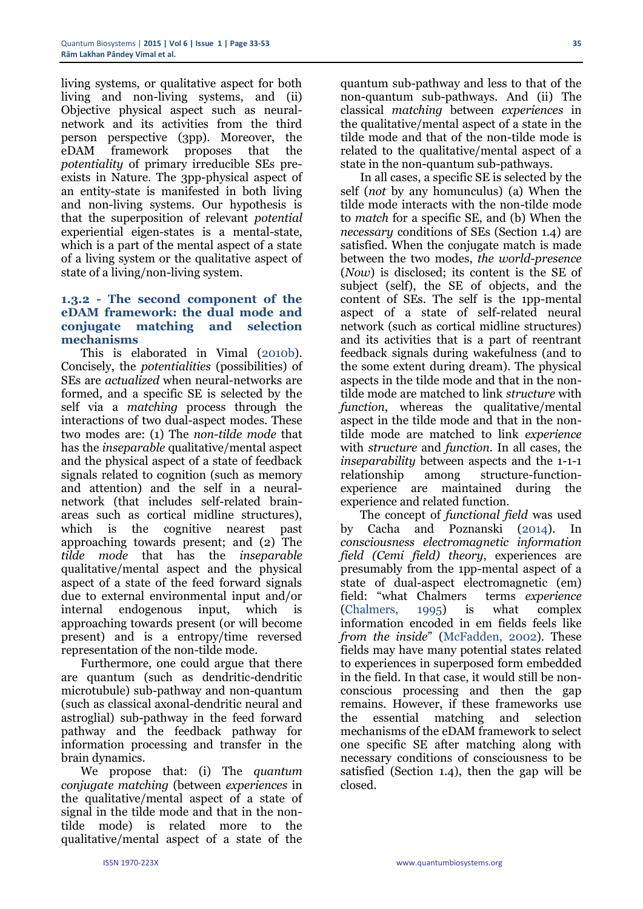living systems, or qualitative aspect for both living and non-living systems, and (ii) Objective physical aspect such as neural-network and its activities from the third person perspective (3pp). Moreover, the eDAM framework proposes that the *potentiality* of primary irreducible SEs pre-exists in Nature. The 3pp-physical aspect of an entity-state is manifested in both living and non-living systems. Our hypothesis is that the superposition of relevant *potential* experiential eigen-states is a mental-state, which is a part of the mental aspect of a state of a living system or the qualitative aspect of state of a living/non-living system.

### 1.3.2 - The second component of the eDAM framework: the dual mode and conjugate matching and selection mechanisms

This is elaborated in Vimal (2010b). Concisely, the *potentialities* (possibilities) of SEs are *actualized* when neural-networks are formed, and a specific SE is selected by the self via a *matching* process through the interactions of two dual-aspect modes. These two modes are: (1) The *non-tilde mode* that has the *inseparable* qualitative/mental aspect and the physical aspect of a state of feedback signals related to cognition (such as memory and attention) and the self in a neural-network (that includes self-related brain-areas such as cortical midline structures), which is the cognitive nearest past approaching towards present; and (2) The *tilde mode* that has the *inseparable* qualitative/mental aspect and the physical aspect of a state of the feed forward signals due to external environmental input and/or internal endogenous input, which is approaching towards present (or will become present) and is a entropy/time reversed representation of the non-tilde mode.

Furthermore, one could argue that there are quantum (such as dendritic-dendritic microtubule) sub-pathway and non-quantum (such as classical axonal-dendritic neural and astroglial) sub-pathway in the feed forward pathway and the feedback pathway for information processing and transfer in the brain dynamics.

We propose that: (i) The *quantum conjugate matching* (between *experiences* in the qualitative/mental aspect of a state of signal in the tilde mode and that in the non-tilde mode) is related more to the qualitative/mental aspect of a state of the quantum sub-pathway and less to that of the non-quantum sub-pathways. And (ii) The classical *matching* between *experiences* in the qualitative/mental aspect of a state in the tilde mode and that of the non-tilde mode is related to the qualitative/mental aspect of a state in the non-quantum sub-pathways.

In all cases, a specific SE is selected by the self (*not* by any homunculus) (a) When the tilde mode interacts with the non-tilde mode to *match* for a specific SE, and (b) When the *necessary* conditions of SEs (Section 1.4) are satisfied. When the conjugate match is made between the two modes, *the world-presence* (*Now*) is disclosed; its content is the SE of subject (self), the SE of objects, and the content of SEs. The self is the 1pp-mental aspect of a state of self-related neural network (such as cortical midline structures) and its activities that is a part of reentrant feedback signals during wakefulness (and to the some extent during dream). The physical aspects in the tilde mode and that in the non-tilde mode are matched to link *structure* with *function*, whereas the qualitative/mental aspect in the tilde mode and that in the non-tilde mode are matched to link *experience* with *structure* and *function*. In all cases, the *inseparability* between aspects and the 1-1-1 relationship among structure-function-experience are maintained during the experience and related function.

The concept of *functional field* was used by Cacha and Poznanski (2014). In *consciousness electromagnetic information field (Cemi field) theory*, experiences are presumably from the 1pp-mental aspect of a state of dual-aspect electromagnetic (em) field: "what Chalmers terms *experience* (Chalmers, 1995) is what complex information encoded in em fields feels like *from the inside*" (McFadden, 2002). These fields may have many potential states related to experiences in superposed form embedded in the field. In that case, it would still be non-conscious processing and then the gap remains. However, if these frameworks use the essential matching and selection mechanisms of the eDAM framework to select one specific SE after matching along with necessary conditions of consciousness to be satisfied (Section 1.4), then the gap will be closed.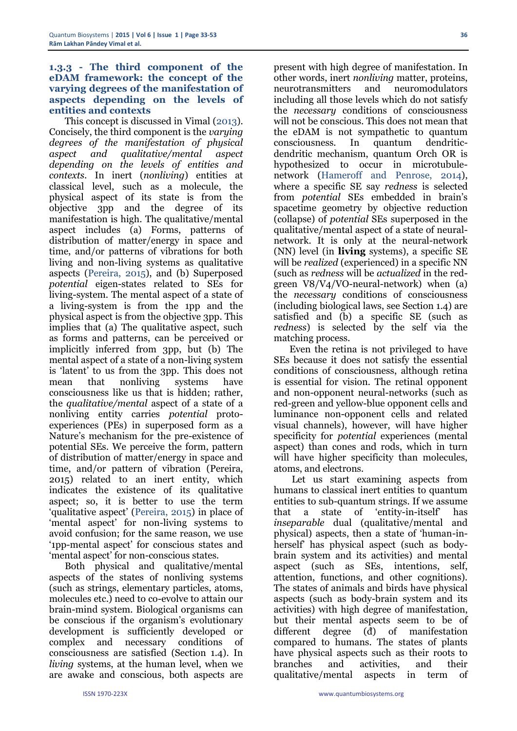### 1.3.3 - The third component of the eDAM framework: the concept of the varying degrees of the manifestation of aspects depending on the levels of entities and contexts

This concept is discussed in Vimal (2013). Concisely, the third component is the *varying degrees of the manifestation of physical aspect and qualitative/mental aspect depending on the levels of entities and contexts*. In inert (*nonliving*) entities at classical level, such as a molecule, the physical aspect of its state is from the objective 3pp and the degree of its manifestation is high. The qualitative/mental aspect includes (a) Forms, patterns of distribution of matter/energy in space and time, and/or patterns of vibrations for both living and non-living systems as qualitative aspects (Pereira, 2015), and (b) Superposed *potential* eigen-states related to SEs for living-system. The mental aspect of a state of a living-system is from the 1pp and the physical aspect is from the objective 3pp. This implies that (a) The qualitative aspect, such as forms and patterns, can be perceived or implicitly inferred from 3pp, but (b) The mental aspect of a state of a non-living system is 'latent' to us from the 3pp. This does not mean that nonliving systems have consciousness like us that is hidden; rather, the *qualitative/mental* aspect of a state of a nonliving entity carries *potential* proto-experiences (PEs) in superposed form as a Nature's mechanism for the pre-existence of potential SEs. We perceive the form, pattern of distribution of matter/energy in space and time, and/or pattern of vibration (Pereira, 2015) related to an inert entity, which indicates the existence of its qualitative aspect; so, it is better to use the term 'qualitative aspect' (Pereira, 2015) in place of 'mental aspect' for non-living systems to avoid confusion; for the same reason, we use '1pp-mental aspect' for conscious states and 'mental aspect' for non-conscious states.

Both physical and qualitative/mental aspects of the states of nonliving systems (such as strings, elementary particles, atoms, molecules etc.) need to co-evolve to attain our brain-mind system. Biological organisms can be conscious if the organism's evolutionary development is sufficiently developed or complex and necessary conditions of consciousness are satisfied (Section 1.4). In *living* systems, at the human level, when we are awake and conscious, both aspects are present with high degree of manifestation. In other words, inert *nonliving* matter, proteins, neurotransmitters and neuromodulators including all those levels which do not satisfy the *necessary* conditions of consciousness will not be conscious. This does not mean that the eDAM is not sympathetic to quantum consciousness. In quantum dendritic-dendritic mechanism, quantum Orch OR is hypothesized to occur in microtubule-network (Hameroff and Penrose, 2014), where a specific SE say *redness* is selected from *potential* SEs embedded in brain's spacetime geometry by objective reduction (collapse) of *potential* SEs superposed in the qualitative/mental aspect of a state of neural-network. It is only at the neural-network (NN) level (in **living** systems), a specific SE will be *realized* (experienced) in a specific NN (such as *redness* will be *actualized* in the red-green V8/V4/VO-neural-network) when (a) the *necessary* conditions of consciousness (including biological laws, see Section 1.4) are satisfied and (b) a specific SE (such as *redness*) is selected by the self via the matching process.

Even the retina is not privileged to have SEs because it does not satisfy the essential conditions of consciousness, although retina is essential for vision. The retinal opponent and non-opponent neural-networks (such as red-green and yellow-blue opponent cells and luminance non-opponent cells and related visual channels), however, will have higher specificity for *potential* experiences (mental aspect) than cones and rods, which in turn will have higher specificity than molecules, atoms, and electrons.

Let us start examining aspects from humans to classical inert entities to quantum entities to sub-quantum strings. If we assume that a state of 'entity-in-itself' has *inseparable* dual (qualitative/mental and physical) aspects, then a state of 'human-in-herself' has physical aspect (such as body-brain system and its activities) and mental aspect (such as SEs, intentions, self, attention, functions, and other cognitions). The states of animals and birds have physical aspects (such as body-brain system and its activities) with high degree of manifestation, but their mental aspects seem to be of different degree (đ) of manifestation compared to humans. The states of plants have physical aspects such as their roots to branches and activities, and their qualitative/mental aspects in term of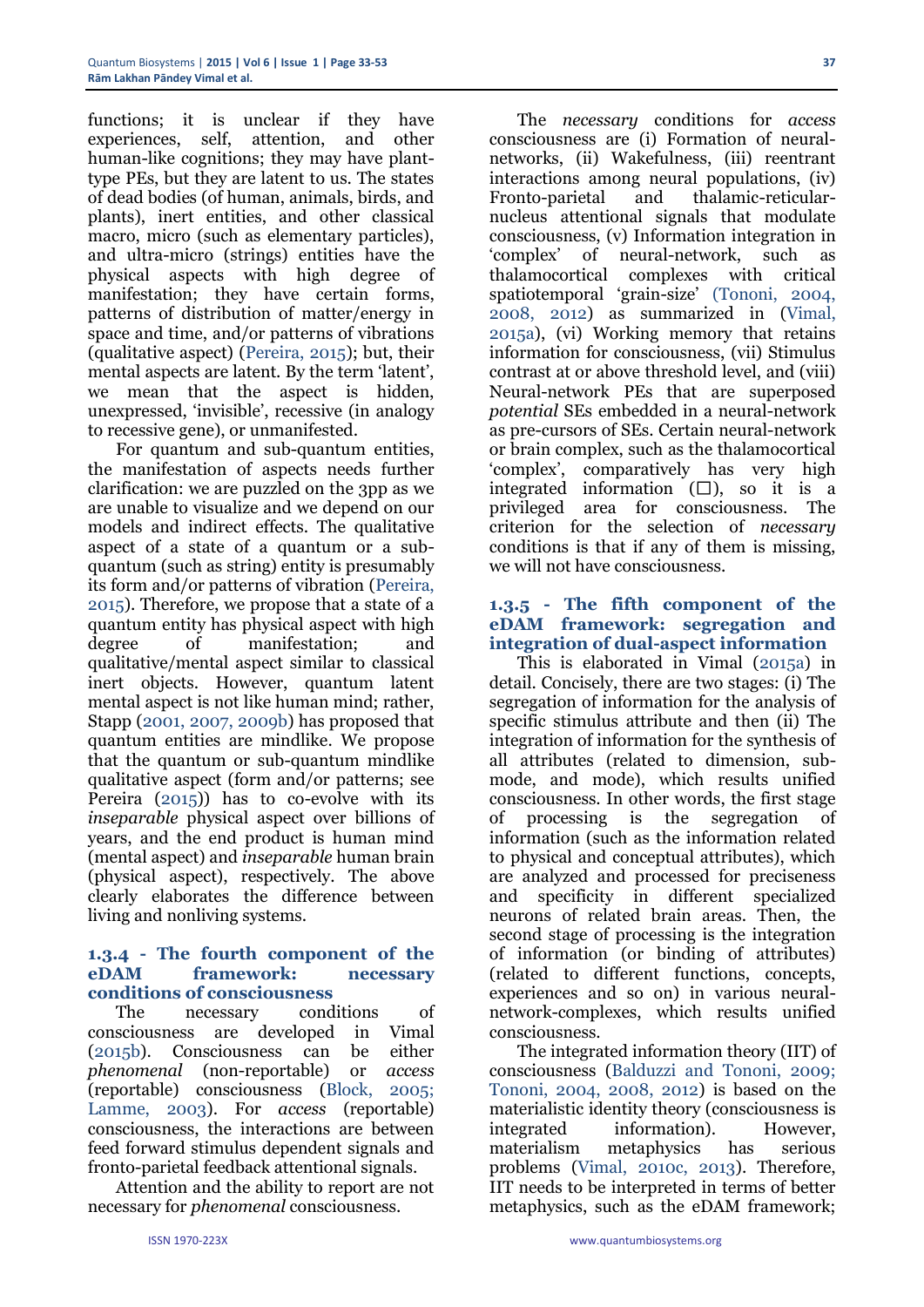functions; it is unclear if they have experiences, self, attention, and other human-like cognitions; they may have plant-type PEs, but they are latent to us. The states of dead bodies (of human, animals, birds, and plants), inert entities, and other classical macro, micro (such as elementary particles), and ultra-micro (strings) entities have the physical aspects with high degree of manifestation; they have certain forms, patterns of distribution of matter/energy in space and time, and/or patterns of vibrations (qualitative aspect) (Pereira, 2015); but, their mental aspects are latent. By the term 'latent', we mean that the aspect is hidden, unexpressed, 'invisible', recessive (in analogy to recessive gene), or unmanifested.

For quantum and sub-quantum entities, the manifestation of aspects needs further clarification: we are puzzled on the 3pp as we are unable to visualize and we depend on our models and indirect effects. The qualitative aspect of a state of a quantum or a sub-quantum (such as string) entity is presumably its form and/or patterns of vibration (Pereira, 2015). Therefore, we propose that a state of a quantum entity has physical aspect with high degree of manifestation; and qualitative/mental aspect similar to classical inert objects. However, quantum latent mental aspect is not like human mind; rather, Stapp (2001, 2007, 2009b) has proposed that quantum entities are mindlike. We propose that the quantum or sub-quantum mindlike qualitative aspect (form and/or patterns; see Pereira (2015)) has to co-evolve with its *inseparable* physical aspect over billions of years, and the end product is human mind (mental aspect) and *inseparable* human brain (physical aspect), respectively. The above clearly elaborates the difference between living and nonliving systems.

### 1.3.4 - The fourth component of the eDAM framework: necessary conditions of consciousness

The necessary conditions of consciousness are developed in Vimal (2015b). Consciousness can be either *phenomenal* (non-reportable) or *access* (reportable) consciousness (Block, 2005; Lamme, 2003). For *access* (reportable) consciousness, the interactions are between feed forward stimulus dependent signals and fronto-parietal feedback attentional signals.

Attention and the ability to report are not necessary for *phenomenal* consciousness.

The *necessary* conditions for *access* consciousness are (i) Formation of neural-networks, (ii) Wakefulness, (iii) reentrant interactions among neural populations, (iv) Fronto-parietal and thalamic-reticular-nucleus attentional signals that modulate consciousness, (v) Information integration in 'complex' of neural-network, such as thalamocortical complexes with critical spatiotemporal 'grain-size' (Tononi, 2004, 2008, 2012) as summarized in (Vimal, 2015a), (vi) Working memory that retains information for consciousness, (vii) Stimulus contrast at or above threshold level, and (viii) Neural-network PEs that are superposed *potential* SEs embedded in a neural-network as pre-cursors of SEs. Certain neural-network or brain complex, such as the thalamocortical 'complex', comparatively has very high integrated information (□), so it is a privileged area for consciousness. The criterion for the selection of *necessary* conditions is that if any of them is missing, we will not have consciousness.

### 1.3.5 - The fifth component of the eDAM framework: segregation and integration of dual-aspect information

This is elaborated in Vimal (2015a) in detail. Concisely, there are two stages: (i) The segregation of information for the analysis of specific stimulus attribute and then (ii) The integration of information for the synthesis of all attributes (related to dimension, sub-mode, and mode), which results unified consciousness. In other words, the first stage of processing is the segregation of information (such as the information related to physical and conceptual attributes), which are analyzed and processed for preciseness and specificity in different specialized neurons of related brain areas. Then, the second stage of processing is the integration of information (or binding of attributes) (related to different functions, concepts, experiences and so on) in various neural-network-complexes, which results unified consciousness.

The integrated information theory (IIT) of consciousness (Balduzzi and Tononi, 2009; Tononi, 2004, 2008, 2012) is based on the materialistic identity theory (consciousness is integrated information). However, materialism metaphysics has serious problems (Vimal, 2010c, 2013). Therefore, IIT needs to be interpreted in terms of better metaphysics, such as the eDAM framework;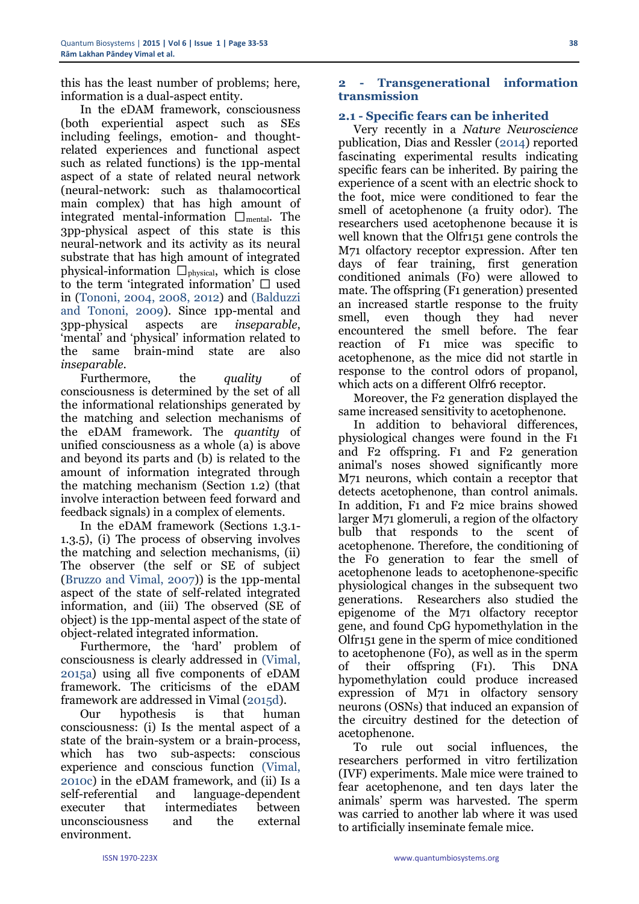this has the least number of problems; here, information is a dual-aspect entity.

In the eDAM framework, consciousness (both experiential aspect such as SEs including feelings, emotion- and thought-related experiences and functional aspect such as related functions) is the 1pp-mental aspect of a state of related neural network (neural-network: such as thalamocortical main complex) that has high amount of integrated mental-information $\Phi_{mental}$. The 3pp-physical aspect of this state is this neural-network and its activity as its neural substrate that has high amount of integrated physical-information $\Phi_{physical}$, which is close to the term 'integrated information' $\Phi$ used in (Tononi, 2004, 2008, 2012) and (Balduzzi and Tononi, 2009). Since 1pp-mental and 3pp-physical aspects are *inseparable*, 'mental' and 'physical' information related to the same brain-mind state are also *inseparable*.

Furthermore, the *quality* of consciousness is determined by the set of all the informational relationships generated by the matching and selection mechanisms of the eDAM framework. The *quantity* of unified consciousness as a whole (a) is above and beyond its parts and (b) is related to the amount of information integrated through the matching mechanism (Section 1.2) (that involve interaction between feed forward and feedback signals) in a complex of elements.

In the eDAM framework (Sections 1.3.1-1.3.5), (i) The process of observing involves the matching and selection mechanisms, (ii) The observer (the self or SE of subject (Bruzzo and Vimal, 2007)) is the 1pp-mental aspect of the state of self-related integrated information, and (iii) The observed (SE of object) is the 1pp-mental aspect of the state of object-related integrated information.

Furthermore, the 'hard' problem of consciousness is clearly addressed in (Vimal, 2015a) using all five components of eDAM framework. The criticisms of the eDAM framework are addressed in Vimal (2015d).

Our hypothesis is that human consciousness: (i) Is the mental aspect of a state of the brain-system or a brain-process, which has two sub-aspects: conscious experience and conscious function (Vimal, 2010c) in the eDAM framework, and (ii) Is a self-referential and language-dependent executer that intermediates between unconsciousness and the external environment.

## 2 - Transgenerational information transmission

### 2.1 - Specific fears can be inherited

Very recently in a *Nature Neuroscience* publication, Dias and Ressler (2014) reported fascinating experimental results indicating specific fears can be inherited. By pairing the experience of a scent with an electric shock to the foot, mice were conditioned to fear the smell of acetophenone (a fruity odor). The researchers used acetophenone because it is well known that the Olfr151 gene controls the M71 olfactory receptor expression. After ten days of fear training, first generation conditioned animals (F0) were allowed to mate. The offspring (F1 generation) presented an increased startle response to the fruity smell, even though they had never encountered the smell before. The fear reaction of F1 mice was specific to acetophenone, as the mice did not startle in response to the control odors of propanol, which acts on a different Olfr6 receptor.

Moreover, the F2 generation displayed the same increased sensitivity to acetophenone.

In addition to behavioral differences, physiological changes were found in the F1 and F2 offspring. F1 and F2 generation animal's noses showed significantly more M71 neurons, which contain a receptor that detects acetophenone, than control animals. In addition, F1 and F2 mice brains showed larger M71 glomeruli, a region of the olfactory bulb that responds to the scent of acetophenone. Therefore, the conditioning of the F0 generation to fear the smell of acetophenone leads to acetophenone-specific physiological changes in the subsequent two generations. Researchers also studied the epigenome of the M71 olfactory receptor gene, and found CpG hypomethylation in the Olfr151 gene in the sperm of mice conditioned to acetophenone (F0), as well as in the sperm of their offspring (F1). This DNA hypomethylation could produce increased expression of M71 in olfactory sensory neurons (OSNs) that induced an expansion of the circuitry destined for the detection of acetophenone.

To rule out social influences, the researchers performed in vitro fertilization (IVF) experiments. Male mice were trained to fear acetophenone, and ten days later the animals' sperm was harvested. The sperm was carried to another lab where it was used to artificially inseminate female mice.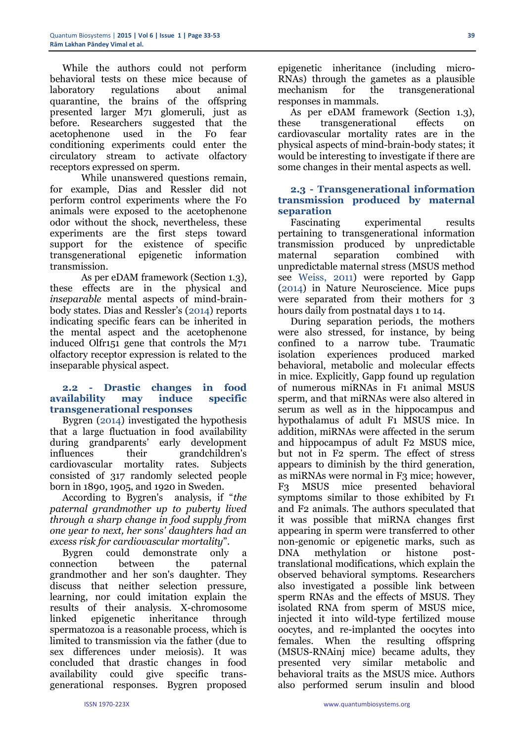While the authors could not perform behavioral tests on these mice because of laboratory regulations about animal quarantine, the brains of the offspring presented larger M71 glomeruli, just as before. Researchers suggested that the acetophenone used in the F0 fear conditioning experiments could enter the circulatory stream to activate olfactory receptors expressed on sperm.

While unanswered questions remain, for example, Dias and Ressler did not perform control experiments where the F0 animals were exposed to the acetophenone odor without the shock, nevertheless, these experiments are the first steps toward support for the existence of specific transgenerational epigenetic information transmission.

As per eDAM framework (Section 1.3), these effects are in the physical and *inseparable* mental aspects of mind-brain-body states. Dias and Ressler's (2014) reports indicating specific fears can be inherited in the mental aspect and the acetophenone induced Olfr151 gene that controls the M71 olfactory receptor expression is related to the inseparable physical aspect.

### 2.2 - Drastic changes in food availability may induce specific transgenerational responses

Bygren (2014) investigated the hypothesis that a large fluctuation in food availability during grandparents' early development influences their grandchildren's cardiovascular mortality rates. Subjects consisted of 317 randomly selected people born in 1890, 1905, and 1920 in Sweden.

According to Bygren's analysis, if "*the paternal grandmother up to puberty lived through a sharp change in food supply from one year to next, her sons' daughters had an excess risk for cardiovascular mortality*".

Bygren could demonstrate only a connection between the paternal grandmother and her son's daughter. They discuss that neither selection pressure, learning, nor could imitation explain the results of their analysis. X-chromosome linked epigenetic inheritance through spermatozoa is a reasonable process, which is limited to transmission via the father (due to sex differences under meiosis). It was concluded that drastic changes in food availability could give specific trans-generational responses. Bygren proposed epigenetic inheritance (including micro-RNAs) through the gametes as a plausible mechanism for the transgenerational responses in mammals.

As per eDAM framework (Section 1.3), these transgenerational effects on cardiovascular mortality rates are in the physical aspects of mind-brain-body states; it would be interesting to investigate if there are some changes in their mental aspects as well.

### 2.3 - Transgenerational information transmission produced by maternal separation

Fascinating experimental results pertaining to transgenerational information transmission produced by unpredictable maternal separation combined with unpredictable maternal stress (MSUS method see Weiss, 2011) were reported by Gapp (2014) in Nature Neuroscience. Mice pups were separated from their mothers for 3 hours daily from postnatal days 1 to 14.

During separation periods, the mothers were also stressed, for instance, by being confined to a narrow tube. Traumatic isolation experiences produced marked behavioral, metabolic and molecular effects in mice. Explicitly, Gapp found up regulation of numerous miRNAs in F1 animal MSUS sperm, and that miRNAs were also altered in serum as well as in the hippocampus and hypothalamus of adult F1 MSUS mice. In addition, miRNAs were affected in the serum and hippocampus of adult F2 MSUS mice, but not in F2 sperm. The effect of stress appears to diminish by the third generation, as miRNAs were normal in F3 mice; however, F3 MSUS mice presented behavioral symptoms similar to those exhibited by F1 and F2 animals. The authors speculated that it was possible that miRNA changes first appearing in sperm were transferred to other non-genomic or epigenetic marks, such as DNA methylation or histone post-translational modifications, which explain the observed behavioral symptoms. Researchers also investigated a possible link between sperm RNAs and the effects of MSUS. They isolated RNA from sperm of MSUS mice, injected it into wild-type fertilized mouse oocytes, and re-implanted the oocytes into females. When the resulting offspring (MSUS-RNAinj mice) became adults, they presented very similar metabolic and behavioral traits as the MSUS mice. Authors also performed serum insulin and blood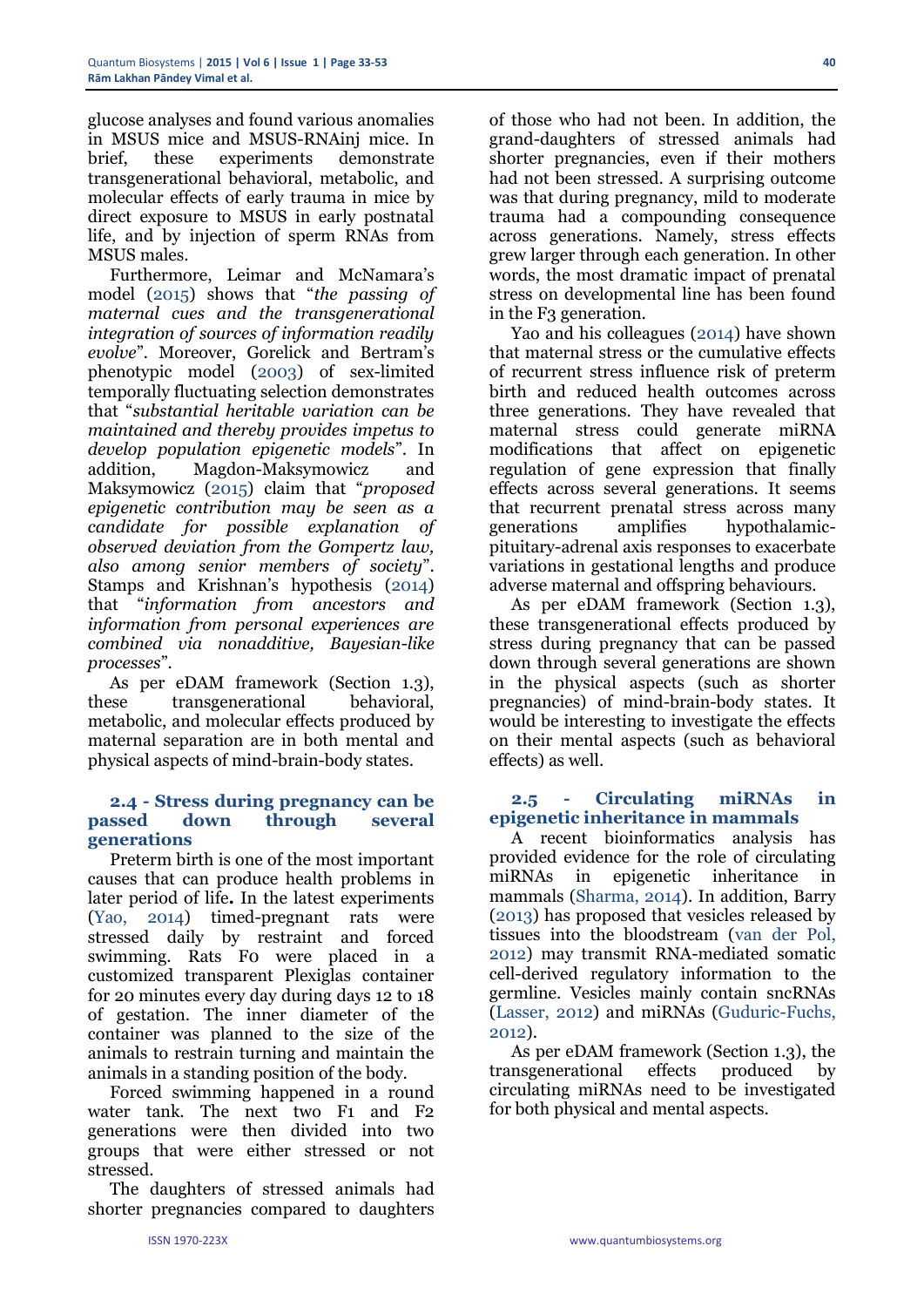glucose analyses and found various anomalies in MSUS mice and MSUS-RNAinj mice. In brief, these experiments demonstrate transgenerational behavioral, metabolic, and molecular effects of early trauma in mice by direct exposure to MSUS in early postnatal life, and by injection of sperm RNAs from MSUS males.

Furthermore, Leimar and McNamara's model (2015) shows that "*the passing of maternal cues and the transgenerational integration of sources of information readily evolve*". Moreover, Gorelick and Bertram's phenotypic model (2003) of sex-limited temporally fluctuating selection demonstrates that "*substantial heritable variation can be maintained and thereby provides impetus to develop population epigenetic models*". In addition, Magdon-Maksymowicz and Maksymowicz (2015) claim that "*proposed epigenetic contribution may be seen as a candidate for possible explanation of observed deviation from the Gompertz law, also among senior members of society*". Stamps and Krishnan's hypothesis (2014) that "*information from ancestors and information from personal experiences are combined via nonadditive, Bayesian-like processes*".

As per eDAM framework (Section 1.3), these transgenerational behavioral, metabolic, and molecular effects produced by maternal separation are in both mental and physical aspects of mind-brain-body states.

### 2.4 - Stress during pregnancy can be passed down through several generations

Preterm birth is one of the most important causes that can produce health problems in later period of life**.** In the latest experiments (Yao, 2014) timed-pregnant rats were stressed daily by restraint and forced swimming. Rats F0 were placed in a customized transparent Plexiglas container for 20 minutes every day during days 12 to 18 of gestation. The inner diameter of the container was planned to the size of the animals to restrain turning and maintain the animals in a standing position of the body.

Forced swimming happened in a round water tank. The next two F1 and F2 generations were then divided into two groups that were either stressed or not stressed.

The daughters of stressed animals had shorter pregnancies compared to daughters of those who had not been. In addition, the grand-daughters of stressed animals had shorter pregnancies, even if their mothers had not been stressed. A surprising outcome was that during pregnancy, mild to moderate trauma had a compounding consequence across generations. Namely, stress effects grew larger through each generation. In other words, the most dramatic impact of prenatal stress on developmental line has been found in the F3 generation.

Yao and his colleagues (2014) have shown that maternal stress or the cumulative effects of recurrent stress influence risk of preterm birth and reduced health outcomes across three generations. They have revealed that maternal stress could generate miRNA modifications that affect on epigenetic regulation of gene expression that finally effects across several generations. It seems that recurrent prenatal stress across many generations amplifies hypothalamic-pituitary-adrenal axis responses to exacerbate variations in gestational lengths and produce adverse maternal and offspring behaviours.

As per eDAM framework (Section 1.3), these transgenerational effects produced by stress during pregnancy that can be passed down through several generations are shown in the physical aspects (such as shorter pregnancies) of mind-brain-body states. It would be interesting to investigate the effects on their mental aspects (such as behavioral effects) as well.

### 2.5 - Circulating miRNAs in epigenetic inheritance in mammals

A recent bioinformatics analysis has provided evidence for the role of circulating miRNAs in epigenetic inheritance in mammals (Sharma, 2014). In addition, Barry (2013) has proposed that vesicles released by tissues into the bloodstream (van der Pol, 2012) may transmit RNA-mediated somatic cell-derived regulatory information to the germline. Vesicles mainly contain sncRNAs (Lasser, 2012) and miRNAs (Guduric-Fuchs, 2012).

As per eDAM framework (Section 1.3), the transgenerational effects produced by circulating miRNAs need to be investigated for both physical and mental aspects.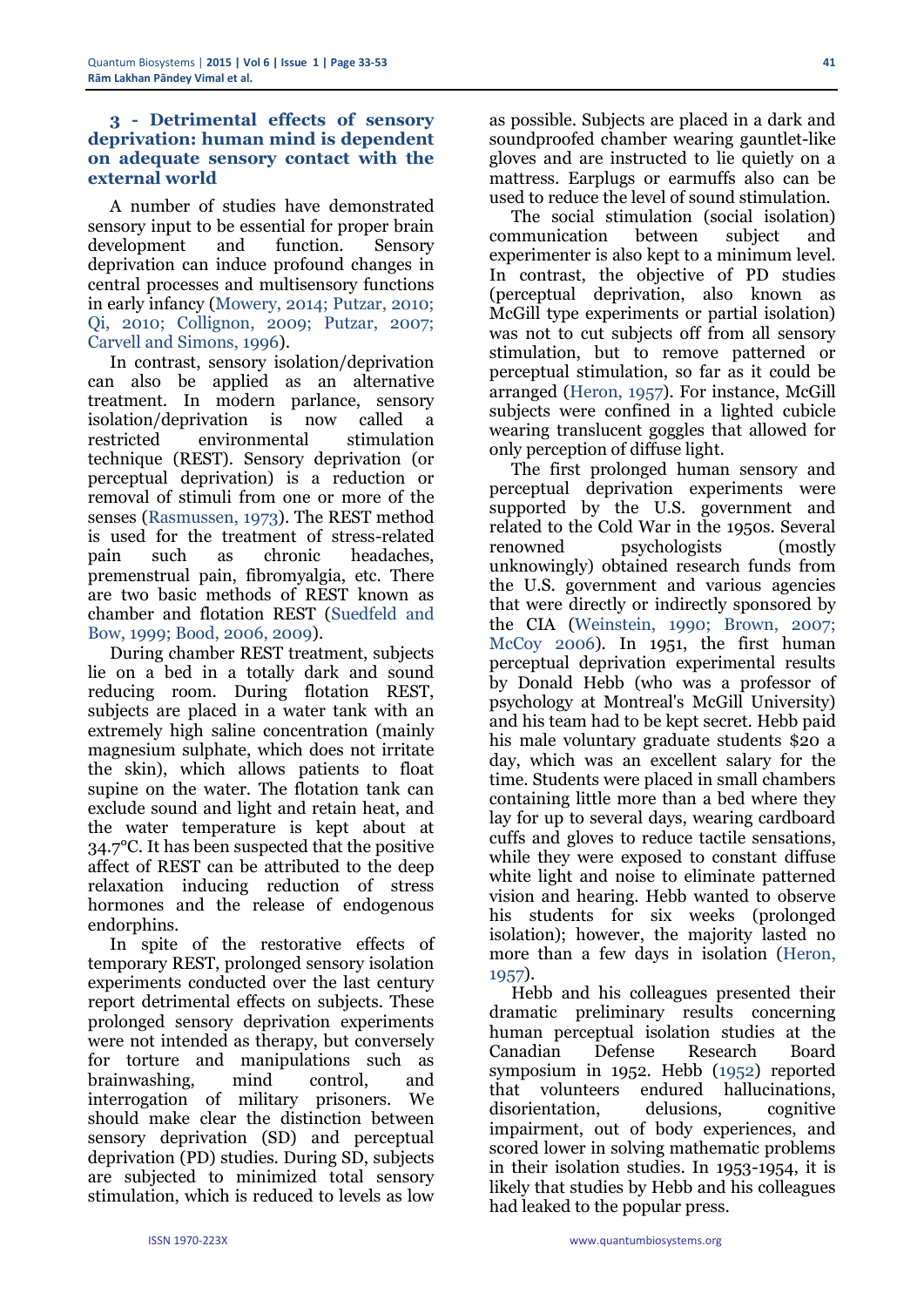### 3 - Detrimental effects of sensory deprivation: human mind is dependent on adequate sensory contact with the external world

A number of studies have demonstrated sensory input to be essential for proper brain development and function. Sensory deprivation can induce profound changes in central processes and multisensory functions in early infancy (Mowery, 2014; Putzar, 2010; Qi, 2010; Collignon, 2009; Putzar, 2007; Carvell and Simons, 1996).

In contrast, sensory isolation/deprivation can also be applied as an alternative treatment. In modern parlance, sensory isolation/deprivation is now called a restricted environmental stimulation technique (REST). Sensory deprivation (or perceptual deprivation) is a reduction or removal of stimuli from one or more of the senses (Rasmussen, 1973). The REST method is used for the treatment of stress-related pain such as chronic headaches, premenstrual pain, fibromyalgia, etc. There are two basic methods of REST known as chamber and flotation REST (Suedfeld and Bow, 1999; Bood, 2006, 2009).

During chamber REST treatment, subjects lie on a bed in a totally dark and sound reducing room. During flotation REST, subjects are placed in a water tank with an extremely high saline concentration (mainly magnesium sulphate, which does not irritate the skin), which allows patients to float supine on the water. The flotation tank can exclude sound and light and retain heat, and the water temperature is kept about at 34.7°C. It has been suspected that the positive affect of REST can be attributed to the deep relaxation inducing reduction of stress hormones and the release of endogenous endorphins.

In spite of the restorative effects of temporary REST, prolonged sensory isolation experiments conducted over the last century report detrimental effects on subjects. These prolonged sensory deprivation experiments were not intended as therapy, but conversely for torture and manipulations such as brainwashing, mind control, and interrogation of military prisoners. We should make clear the distinction between sensory deprivation (SD) and perceptual deprivation (PD) studies. During SD, subjects are subjected to minimized total sensory stimulation, which is reduced to levels as low as possible. Subjects are placed in a dark and soundproofed chamber wearing gauntlet-like gloves and are instructed to lie quietly on a mattress. Earplugs or earmuffs also can be used to reduce the level of sound stimulation.

The social stimulation (social isolation) communication between subject and experimenter is also kept to a minimum level. In contrast, the objective of PD studies (perceptual deprivation, also known as McGill type experiments or partial isolation) was not to cut subjects off from all sensory stimulation, but to remove patterned or perceptual stimulation, so far as it could be arranged (Heron, 1957). For instance, McGill subjects were confined in a lighted cubicle wearing translucent goggles that allowed for only perception of diffuse light.

The first prolonged human sensory and perceptual deprivation experiments were supported by the U.S. government and related to the Cold War in the 1950s. Several renowned psychologists (mostly unknowingly) obtained research funds from the U.S. government and various agencies that were directly or indirectly sponsored by the CIA (Weinstein, 1990; Brown, 2007; McCoy 2006). In 1951, the first human perceptual deprivation experimental results by Donald Hebb (who was a professor of psychology at Montreal's McGill University) and his team had to be kept secret. Hebb paid his male voluntary graduate students $20 a day, which was an excellent salary for the time. Students were placed in small chambers containing little more than a bed where they lay for up to several days, wearing cardboard cuffs and gloves to reduce tactile sensations, while they were exposed to constant diffuse white light and noise to eliminate patterned vision and hearing. Hebb wanted to observe his students for six weeks (prolonged isolation); however, the majority lasted no more than a few days in isolation (Heron, 1957).

Hebb and his colleagues presented their dramatic preliminary results concerning human perceptual isolation studies at the Canadian Defense Research Board symposium in 1952. Hebb (1952) reported that volunteers endured hallucinations, disorientation, delusions, cognitive impairment, out of body experiences, and scored lower in solving mathematic problems in their isolation studies. In 1953-1954, it is likely that studies by Hebb and his colleagues had leaked to the popular press.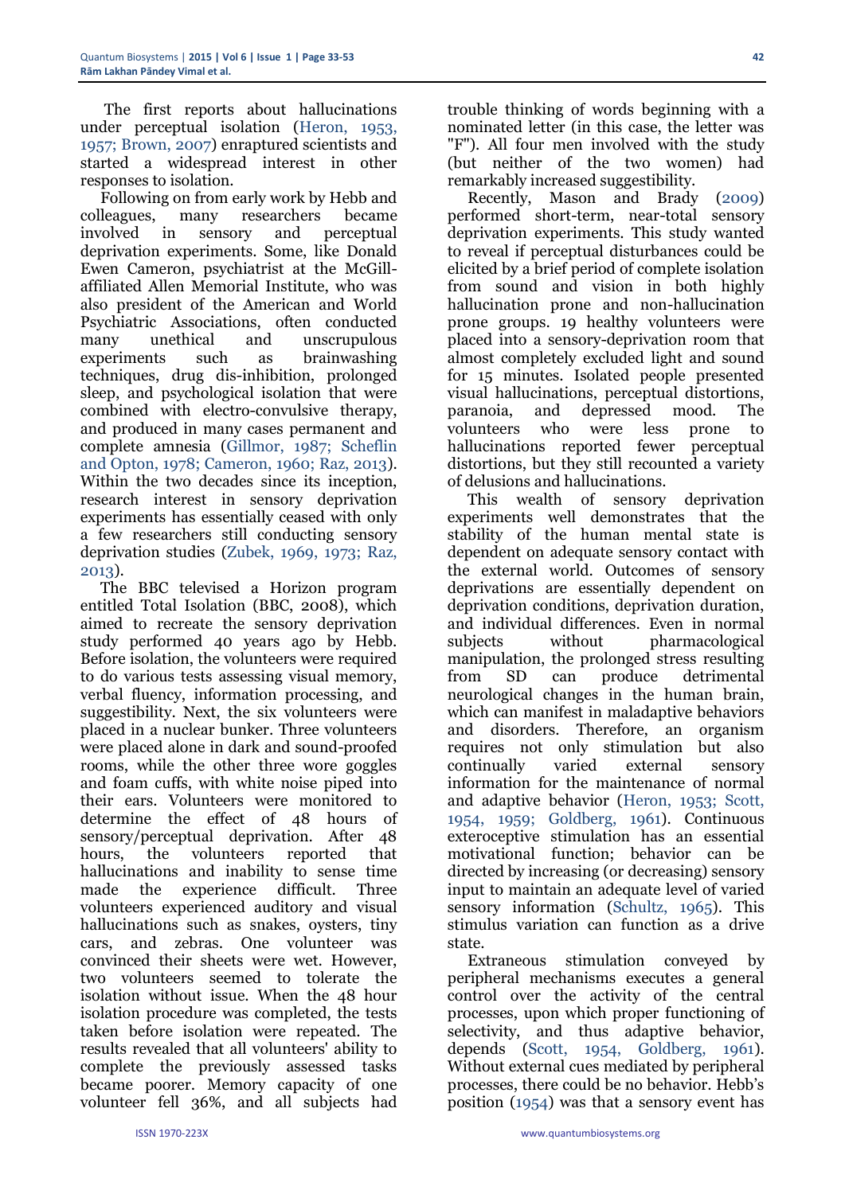The first reports about hallucinations under perceptual isolation (Heron, 1953, 1957; Brown, 2007) enraptured scientists and started a widespread interest in other responses to isolation.

Following on from early work by Hebb and colleagues, many researchers became involved in sensory and perceptual deprivation experiments. Some, like Donald Ewen Cameron, psychiatrist at the McGill-affiliated Allen Memorial Institute, who was also president of the American and World Psychiatric Associations, often conducted many unethical and unscrupulous experiments such as brainwashing techniques, drug dis-inhibition, prolonged sleep, and psychological isolation that were combined with electro-convulsive therapy, and produced in many cases permanent and complete amnesia (Gillmor, 1987; Scheflin and Opton, 1978; Cameron, 1960; Raz, 2013). Within the two decades since its inception, research interest in sensory deprivation experiments has essentially ceased with only a few researchers still conducting sensory deprivation studies (Zubek, 1969, 1973; Raz, 2013).

The BBC televised a Horizon program entitled Total Isolation (BBC, 2008), which aimed to recreate the sensory deprivation study performed 40 years ago by Hebb. Before isolation, the volunteers were required to do various tests assessing visual memory, verbal fluency, information processing, and suggestibility. Next, the six volunteers were placed in a nuclear bunker. Three volunteers were placed alone in dark and sound-proofed rooms, while the other three wore goggles and foam cuffs, with white noise piped into their ears. Volunteers were monitored to determine the effect of 48 hours of sensory/perceptual deprivation. After 48 hours, the volunteers reported that hallucinations and inability to sense time made the experience difficult. Three volunteers experienced auditory and visual hallucinations such as snakes, oysters, tiny cars, and zebras. One volunteer was convinced their sheets were wet. However, two volunteers seemed to tolerate the isolation without issue. When the 48 hour isolation procedure was completed, the tests taken before isolation were repeated. The results revealed that all volunteers' ability to complete the previously assessed tasks became poorer. Memory capacity of one volunteer fell 36%, and all subjects had trouble thinking of words beginning with a nominated letter (in this case, the letter was "F"). All four men involved with the study (but neither of the two women) had remarkably increased suggestibility.

Recently, Mason and Brady (2009) performed short-term, near-total sensory deprivation experiments. This study wanted to reveal if perceptual disturbances could be elicited by a brief period of complete isolation from sound and vision in both highly hallucination prone and non-hallucination prone groups. 19 healthy volunteers were placed into a sensory-deprivation room that almost completely excluded light and sound for 15 minutes. Isolated people presented visual hallucinations, perceptual distortions, paranoia, and depressed mood. The volunteers who were less prone to hallucinations reported fewer perceptual distortions, but they still recounted a variety of delusions and hallucinations.

This wealth of sensory deprivation experiments well demonstrates that the stability of the human mental state is dependent on adequate sensory contact with the external world. Outcomes of sensory deprivations are essentially dependent on deprivation conditions, deprivation duration, and individual differences. Even in normal subjects without pharmacological manipulation, the prolonged stress resulting from SD can produce detrimental neurological changes in the human brain, which can manifest in maladaptive behaviors and disorders. Therefore, an organism requires not only stimulation but also continually varied external sensory information for the maintenance of normal and adaptive behavior (Heron, 1953; Scott, 1954, 1959; Goldberg, 1961). Continuous exteroceptive stimulation has an essential motivational function; behavior can be directed by increasing (or decreasing) sensory input to maintain an adequate level of varied sensory information (Schultz, 1965). This stimulus variation can function as a drive state.

Extraneous stimulation conveyed by peripheral mechanisms executes a general control over the activity of the central processes, upon which proper functioning of selectivity, and thus adaptive behavior, depends (Scott, 1954, Goldberg, 1961). Without external cues mediated by peripheral processes, there could be no behavior. Hebb's position (1954) was that a sensory event has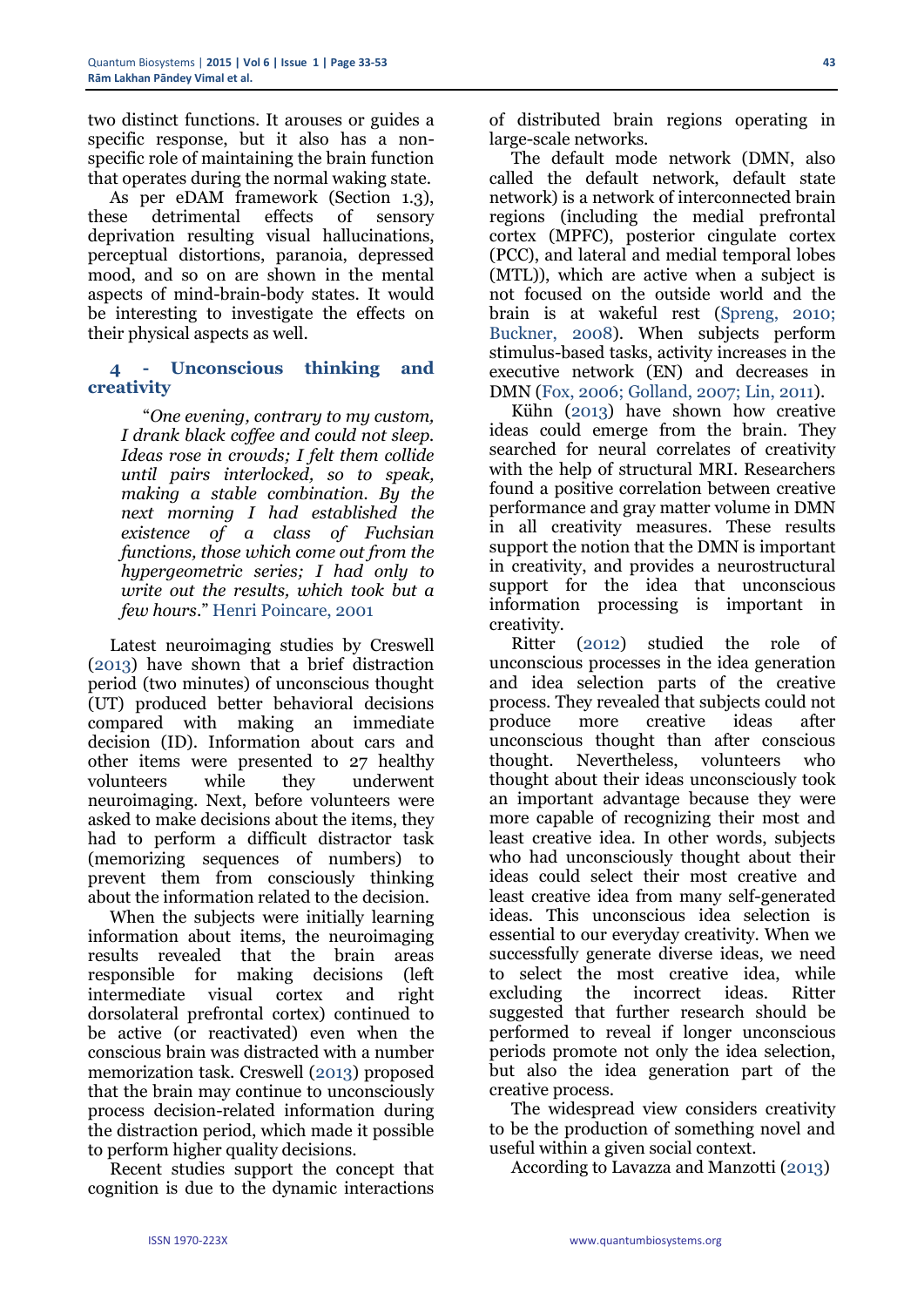two distinct functions. It arouses or guides a specific response, but it also has a non-specific role of maintaining the brain function that operates during the normal waking state.

As per eDAM framework (Section 1.3), these detrimental effects of sensory deprivation resulting visual hallucinations, perceptual distortions, paranoia, depressed mood, and so on are shown in the mental aspects of mind-brain-body states. It would be interesting to investigate the effects on their physical aspects as well.

## 4 - Unconscious thinking and creativity

> "*One evening, contrary to my custom, I drank black coffee and could not sleep. Ideas rose in crowds; I felt them collide until pairs interlocked, so to speak, making a stable combination. By the next morning I had established the existence of a class of Fuchsian functions, those which come out from the hypergeometric series; I had only to write out the results, which took but a few hours.*" Henri Poincare, 2001

Latest neuroimaging studies by Creswell (2013) have shown that a brief distraction period (two minutes) of unconscious thought (UT) produced better behavioral decisions compared with making an immediate decision (ID). Information about cars and other items were presented to 27 healthy volunteers while they underwent neuroimaging. Next, before volunteers were asked to make decisions about the items, they had to perform a difficult distractor task (memorizing sequences of numbers) to prevent them from consciously thinking about the information related to the decision.

When the subjects were initially learning information about items, the neuroimaging results revealed that the brain areas responsible for making decisions (left intermediate visual cortex and right dorsolateral prefrontal cortex) continued to be active (or reactivated) even when the conscious brain was distracted with a number memorization task. Creswell (2013) proposed that the brain may continue to unconsciously process decision-related information during the distraction period, which made it possible to perform higher quality decisions.

Recent studies support the concept that cognition is due to the dynamic interactions of distributed brain regions operating in large-scale networks.

The default mode network (DMN, also called the default network, default state network) is a network of interconnected brain regions (including the medial prefrontal cortex (MPFC), posterior cingulate cortex (PCC), and lateral and medial temporal lobes (MTL)), which are active when a subject is not focused on the outside world and the brain is at wakeful rest (Spreng, 2010; Buckner, 2008). When subjects perform stimulus-based tasks, activity increases in the executive network (EN) and decreases in DMN (Fox, 2006; Golland, 2007; Lin, 2011).

Kühn (2013) have shown how creative ideas could emerge from the brain. They searched for neural correlates of creativity with the help of structural MRI. Researchers found a positive correlation between creative performance and gray matter volume in DMN in all creativity measures. These results support the notion that the DMN is important in creativity, and provides a neurostructural support for the idea that unconscious information processing is important in creativity.

Ritter (2012) studied the role of unconscious processes in the idea generation and idea selection parts of the creative process. They revealed that subjects could not produce more creative ideas after unconscious thought than after conscious thought. Nevertheless, volunteers who thought about their ideas unconsciously took an important advantage because they were more capable of recognizing their most and least creative idea. In other words, subjects who had unconsciously thought about their ideas could select their most creative and least creative idea from many self-generated ideas. This unconscious idea selection is essential to our everyday creativity. When we successfully generate diverse ideas, we need to select the most creative idea, while excluding the incorrect ideas. Ritter suggested that further research should be performed to reveal if longer unconscious periods promote not only the idea selection, but also the idea generation part of the creative process.

The widespread view considers creativity to be the production of something novel and useful within a given social context.

According to Lavazza and Manzotti (2013)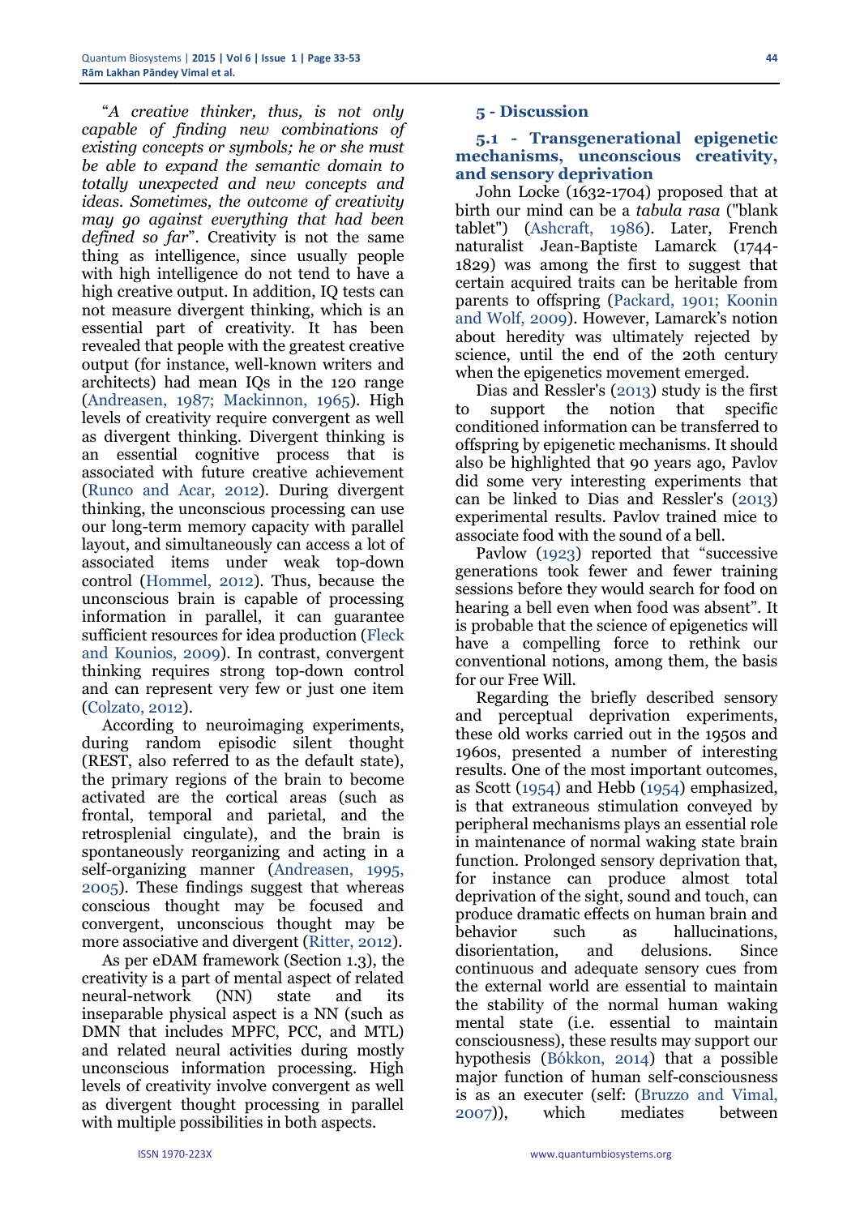"*A creative thinker, thus, is not only capable of finding new combinations of existing concepts or symbols; he or she must be able to expand the semantic domain to totally unexpected and new concepts and ideas. Sometimes, the outcome of creativity may go against everything that had been defined so far*". Creativity is not the same thing as intelligence, since usually people with high intelligence do not tend to have a high creative output. In addition, IQ tests can not measure divergent thinking, which is an essential part of creativity. It has been revealed that people with the greatest creative output (for instance, well-known writers and architects) had mean IQs in the 120 range (Andreasen, 1987; Mackinnon, 1965). High levels of creativity require convergent as well as divergent thinking. Divergent thinking is an essential cognitive process that is associated with future creative achievement (Runco and Acar, 2012). During divergent thinking, the unconscious processing can use our long-term memory capacity with parallel layout, and simultaneously can access a lot of associated items under weak top-down control (Hommel, 2012). Thus, because the unconscious brain is capable of processing information in parallel, it can guarantee sufficient resources for idea production (Fleck and Kounios, 2009). In contrast, convergent thinking requires strong top-down control and can represent very few or just one item (Colzato, 2012).

According to neuroimaging experiments, during random episodic silent thought (REST, also referred to as the default state), the primary regions of the brain to become activated are the cortical areas (such as frontal, temporal and parietal, and the retrosplenial cingulate), and the brain is spontaneously reorganizing and acting in a self-organizing manner (Andreasen, 1995, 2005). These findings suggest that whereas conscious thought may be focused and convergent, unconscious thought may be more associative and divergent (Ritter, 2012).

As per eDAM framework (Section 1.3), the creativity is a part of mental aspect of related neural-network (NN) state and its inseparable physical aspect is a NN (such as DMN that includes MPFC, PCC, and MTL) and related neural activities during mostly unconscious information processing. High levels of creativity involve convergent as well as divergent thought processing in parallel with multiple possibilities in both aspects.

## 5 - Discussion

### 5.1 - Transgenerational epigenetic mechanisms, unconscious creativity, and sensory deprivation

John Locke (1632-1704) proposed that at birth our mind can be a *tabula rasa* ("blank tablet") (Ashcraft, 1986). Later, French naturalist Jean-Baptiste Lamarck (1744-1829) was among the first to suggest that certain acquired traits can be heritable from parents to offspring (Packard, 1901; Koonin and Wolf, 2009). However, Lamarck's notion about heredity was ultimately rejected by science, until the end of the 20th century when the epigenetics movement emerged.

Dias and Ressler's (2013) study is the first to support the notion that specific conditioned information can be transferred to offspring by epigenetic mechanisms. It should also be highlighted that 90 years ago, Pavlov did some very interesting experiments that can be linked to Dias and Ressler's (2013) experimental results. Pavlov trained mice to associate food with the sound of a bell.

Pavlow (1923) reported that "successive generations took fewer and fewer training sessions before they would search for food on hearing a bell even when food was absent". It is probable that the science of epigenetics will have a compelling force to rethink our conventional notions, among them, the basis for our Free Will.

Regarding the briefly described sensory and perceptual deprivation experiments, these old works carried out in the 1950s and 1960s, presented a number of interesting results. One of the most important outcomes, as Scott (1954) and Hebb (1954) emphasized, is that extraneous stimulation conveyed by peripheral mechanisms plays an essential role in maintenance of normal waking state brain function. Prolonged sensory deprivation that, for instance can produce almost total deprivation of the sight, sound and touch, can produce dramatic effects on human brain and behavior such as hallucinations, disorientation, and delusions. Since continuous and adequate sensory cues from the external world are essential to maintain the stability of the normal human waking mental state (i.e. essential to maintain consciousness), these results may support our hypothesis (Bókkon, 2014) that a possible major function of human self-consciousness is as an executer (self: (Bruzzo and Vimal, 2007)), which mediates between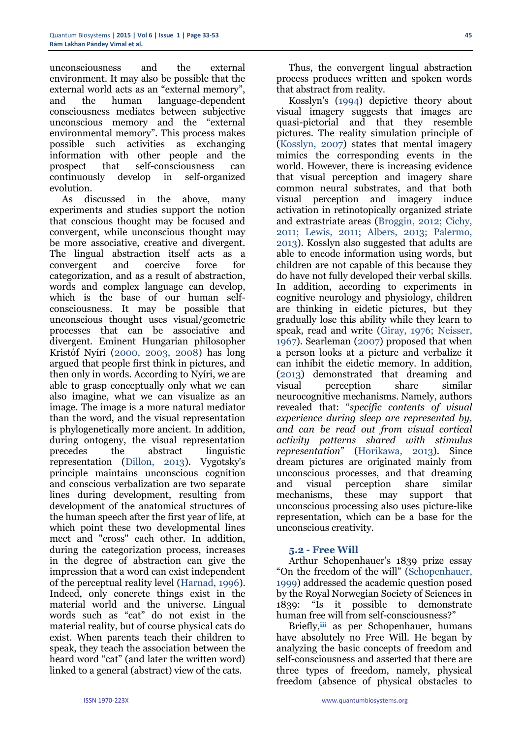unconsciousness and the external environment. It may also be possible that the external world acts as an "external memory", and the human language-dependent consciousness mediates between subjective unconscious memory and the "external environmental memory". This process makes possible such activities as exchanging information with other people and the prospect that self-consciousness can continuously develop in self-organized evolution.

As discussed in the above, many experiments and studies support the notion that conscious thought may be focused and convergent, while unconscious thought may be more associative, creative and divergent. The lingual abstraction itself acts as a convergent and coercive force for categorization, and as a result of abstraction, words and complex language can develop, which is the base of our human self-consciousness. It may be possible that unconscious thought uses visual/geometric processes that can be associative and divergent. Eminent Hungarian philosopher Kristóf Nyíri (2000, 2003, 2008) has long argued that people first think in pictures, and then only in words. According to Nyíri, we are able to grasp conceptually only what we can also imagine, what we can visualize as an image. The image is a more natural mediator than the word, and the visual representation is phylogenetically more ancient. In addition, during ontogeny, the visual representation precedes the abstract linguistic representation (Dillon, 2013). Vygotsky's principle maintains unconscious cognition and conscious verbalization are two separate lines during development, resulting from development of the anatomical structures of the human speech after the first year of life, at which point these two developmental lines meet and "cross" each other. In addition, during the categorization process, increases in the degree of abstraction can give the impression that a word can exist independent of the perceptual reality level (Harnad, 1996). Indeed, only concrete things exist in the material world and the universe. Lingual words such as "cat" do not exist in the material reality, but of course physical cats do exist. When parents teach their children to speak, they teach the association between the heard word "cat" (and later the written word) linked to a general (abstract) view of the cats.

Thus, the convergent lingual abstraction process produces written and spoken words that abstract from reality.

Kosslyn's (1994) depictive theory about visual imagery suggests that images are quasi-pictorial and that they resemble pictures. The reality simulation principle of (Kosslyn, 2007) states that mental imagery mimics the corresponding events in the world. However, there is increasing evidence that visual perception and imagery share common neural substrates, and that both visual perception and imagery induce activation in retinotopically organized striate and extrastriate areas (Broggin, 2012; Cichy, 2011; Lewis, 2011; Albers, 2013; Palermo, 2013). Kosslyn also suggested that adults are able to encode information using words, but children are not capable of this because they do have not fully developed their verbal skills. In addition, according to experiments in cognitive neurology and physiology, children are thinking in eidetic pictures, but they gradually lose this ability while they learn to speak, read and write (Giray, 1976; Neisser, 1967). Searleman (2007) proposed that when a person looks at a picture and verbalize it can inhibit the eidetic memory. In addition, (2013) demonstrated that dreaming and visual perception share similar neurocognitive mechanisms. Namely, authors revealed that: "*specific contents of visual experience during sleep are represented by, and can be read out from visual cortical activity patterns shared with stimulus representation*" (Horikawa, 2013). Since dream pictures are originated mainly from unconscious processes, and that dreaming and visual perception share similar mechanisms, these may support that unconscious processing also uses picture-like representation, which can be a base for the unconscious creativity.

### 5.2 - Free Will

Arthur Schopenhauer's 1839 prize essay "On the freedom of the will" (Schopenhauer, 1999) addressed the academic question posed by the Royal Norwegian Society of Sciences in 1839: "Is it possible to demonstrate human free will from self-consciousness?"

Briefly,[iii] as per Schopenhauer, humans have absolutely no Free Will. He began by analyzing the basic concepts of freedom and self-consciousness and asserted that there are three types of freedom, namely, physical freedom (absence of physical obstacles to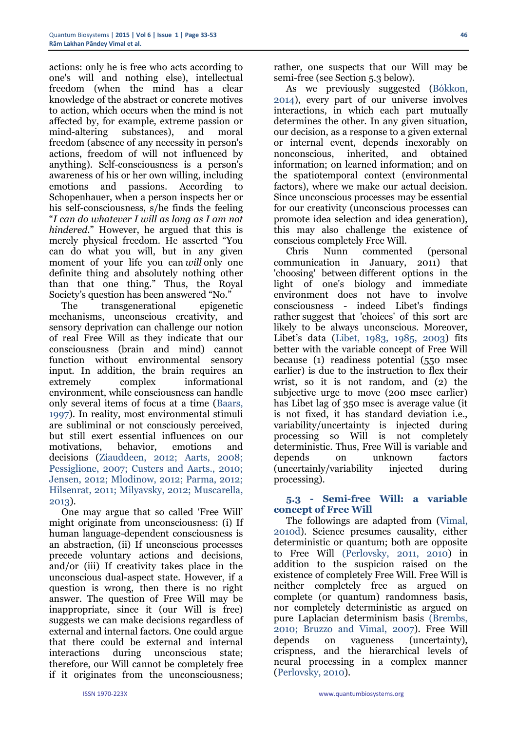actions: only he is free who acts according to one's will and nothing else), intellectual freedom (when the mind has a clear knowledge of the abstract or concrete motives to action, which occurs when the mind is not affected by, for example, extreme passion or mind-altering substances), and moral freedom (absence of any necessity in person's actions, freedom of will not influenced by anything). Self-consciousness is a person's awareness of his or her own willing, including emotions and passions. According to Schopenhauer, when a person inspects her or his self-consciousness, s/he finds the feeling "*I can do whatever I will as long as I am not hindered*." However, he argued that this is merely physical freedom. He asserted "You can do what you will, but in any given moment of your life you can *will* only one definite thing and absolutely nothing other than that one thing." Thus, the Royal Society's question has been answered "No."

The transgenerational epigenetic mechanisms, unconscious creativity, and sensory deprivation can challenge our notion of real Free Will as they indicate that our consciousness (brain and mind) cannot function without environmental sensory input. In addition, the brain requires an extremely complex informational environment, while consciousness can handle only several items of focus at a time (Baars, 1997). In reality, most environmental stimuli are subliminal or not consciously perceived, but still exert essential influences on our motivations, behavior, emotions and decisions (Ziauddeen, 2012; Aarts, 2008; Pessiglione, 2007; Custers and Aarts., 2010; Jensen, 2012; Mlodinow, 2012; Parma, 2012; Hilsenrat, 2011; Milyavsky, 2012; Muscarella, 2013).

One may argue that so called 'Free Will' might originate from unconsciousness: (i) If human language-dependent consciousness is an abstraction, (ii) If unconscious processes precede voluntary actions and decisions, and/or (iii) If creativity takes place in the unconscious dual-aspect state. However, if a question is wrong, then there is no right answer. The question of Free Will may be inappropriate, since it (our Will is free) suggests we can make decisions regardless of external and internal factors. One could argue that there could be external and internal interactions during unconscious state; therefore, our Will cannot be completely free if it originates from the unconsciousness; rather, one suspects that our Will may be semi-free (see Section 5.3 below).

As we previously suggested (Bókkon, 2014), every part of our universe involves interactions, in which each part mutually determines the other. In any given situation, our decision, as a response to a given external or internal event, depends inexorably on nonconscious, inherited, and obtained information; on learned information; and on the spatiotemporal context (environmental factors), where we make our actual decision. Since unconscious processes may be essential for our creativity (unconscious processes can promote idea selection and idea generation), this may also challenge the existence of conscious completely Free Will.

Chris Nunn commented (personal communication in January, 2011) that 'choosing' between different options in the light of one's biology and immediate environment does not have to involve consciousness - indeed Libet's findings rather suggest that 'choices' of this sort are likely to be always unconscious. Moreover, Libet's data (Libet, 1983, 1985, 2003) fits better with the variable concept of Free Will because (1) readiness potential (550 msec earlier) is due to the instruction to flex their wrist, so it is not random, and (2) the subjective urge to move (200 msec earlier) has Libet lag of 350 msec is average value (it is not fixed, it has standard deviation i.e., variability/uncertainty is injected during processing so Will is not completely deterministic. Thus, Free Will is variable and depends on unknown factors (uncertainly/variability injected during processing).

### 5.3 - Semi-free Will: a variable concept of Free Will

The followings are adapted from (Vimal, 2010d). Science presumes causality, either deterministic or quantum; both are opposite to Free Will (Perlovsky, 2011, 2010) in addition to the suspicion raised on the existence of completely Free Will. Free Will is neither completely free as argued on complete (or quantum) randomness basis, nor completely deterministic as argued on pure Laplacian determinism basis (Brembs, 2010; Bruzzo and Vimal, 2007). Free Will depends on vagueness (uncertainty), crispness, and the hierarchical levels of neural processing in a complex manner (Perlovsky, 2010).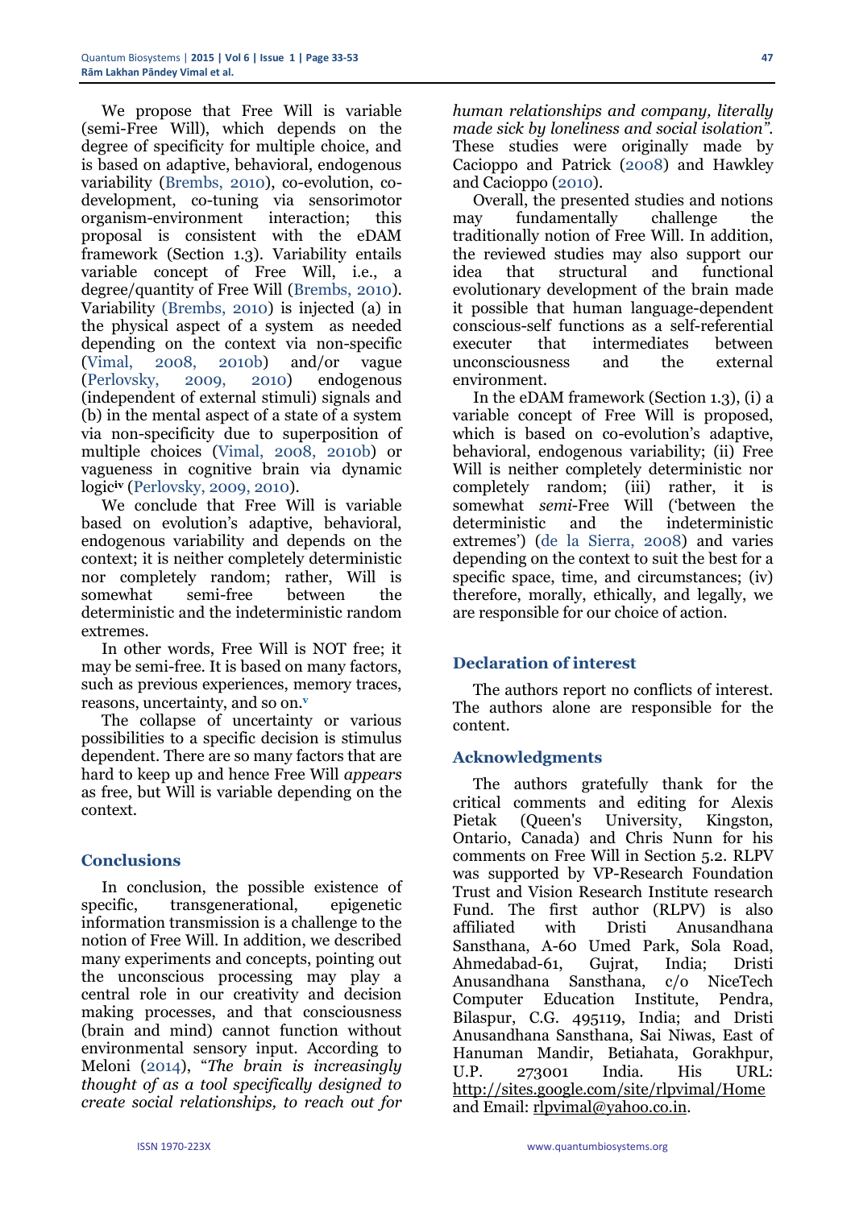We propose that Free Will is variable (semi-Free Will), which depends on the degree of specificity for multiple choice, and is based on adaptive, behavioral, endogenous variability (Brembs, 2010), co-evolution, co-development, co-tuning via sensorimotor organism-environment interaction; this proposal is consistent with the eDAM framework (Section 1.3). Variability entails variable concept of Free Will, i.e., a degree/quantity of Free Will (Brembs, 2010). Variability (Brembs, 2010) is injected (a) in the physical aspect of a system as needed depending on the context via non-specific (Vimal, 2008, 2010b) and/or vague (Perlovsky, 2009, 2010) endogenous (independent of external stimuli) signals and (b) in the mental aspect of a state of a system via non-specificity due to superposition of multiple choices (Vimal, 2008, 2010b) or vagueness in cognitive brain via dynamic logic[iv] (Perlovsky, 2009, 2010).

We conclude that Free Will is variable based on evolution's adaptive, behavioral, endogenous variability and depends on the context; it is neither completely deterministic nor completely random; rather, Will is somewhat semi-free between the deterministic and the indeterministic random extremes.

In other words, Free Will is NOT free; it may be semi-free. It is based on many factors, such as previous experiences, memory traces, reasons, uncertainty, and so on.[v]

The collapse of uncertainty or various possibilities to a specific decision is stimulus dependent. There are so many factors that are hard to keep up and hence Free Will *appears* as free, but Will is variable depending on the context.

## Conclusions

In conclusion, the possible existence of specific, transgenerational, epigenetic information transmission is a challenge to the notion of Free Will. In addition, we described many experiments and concepts, pointing out the unconscious processing may play a central role in our creativity and decision making processes, and that consciousness (brain and mind) cannot function without environmental sensory input. According to Meloni (2014), "*The brain is increasingly thought of as a tool specifically designed to create social relationships, to reach out for human relationships and company, literally made sick by loneliness and social isolation".* These studies were originally made by Cacioppo and Patrick (2008) and Hawkley and Cacioppo (2010).

Overall, the presented studies and notions may fundamentally challenge the traditionally notion of Free Will. In addition, the reviewed studies may also support our idea that structural and functional evolutionary development of the brain made it possible that human language-dependent conscious-self functions as a self-referential executer that intermediates between unconsciousness and the external environment.

In the eDAM framework (Section 1.3), (i) a variable concept of Free Will is proposed, which is based on co-evolution's adaptive, behavioral, endogenous variability; (ii) Free Will is neither completely deterministic nor completely random; (iii) rather, it is somewhat *semi*-Free Will ('between the deterministic and the indeterministic extremes') (de la Sierra, 2008) and varies depending on the context to suit the best for a specific space, time, and circumstances; (iv) therefore, morally, ethically, and legally, we are responsible for our choice of action.

## Declaration of interest

The authors report no conflicts of interest. The authors alone are responsible for the content.

## Acknowledgments

The authors gratefully thank for the critical comments and editing for Alexis Pietak (Queen's University, Kingston, Ontario, Canada) and Chris Nunn for his comments on Free Will in Section 5.2. RLPV was supported by VP-Research Foundation Trust and Vision Research Institute research Fund. The first author (RLPV) is also affiliated with Dristi Anusandhana Sansthana, A-60 Umed Park, Sola Road, Ahmedabad-61, Gujrat, India; Dristi Anusandhana Sansthana, c/o NiceTech Computer Education Institute, Pendra, Bilaspur, C.G. 495119, India; and Dristi Anusandhana Sansthana, Sai Niwas, East of Hanuman Mandir, Betiahata, Gorakhpur, U.P. 273001 India. His URL: http://sites.google.com/site/rlpvimal/Home and Email: rlpvimal@yahoo.co.in.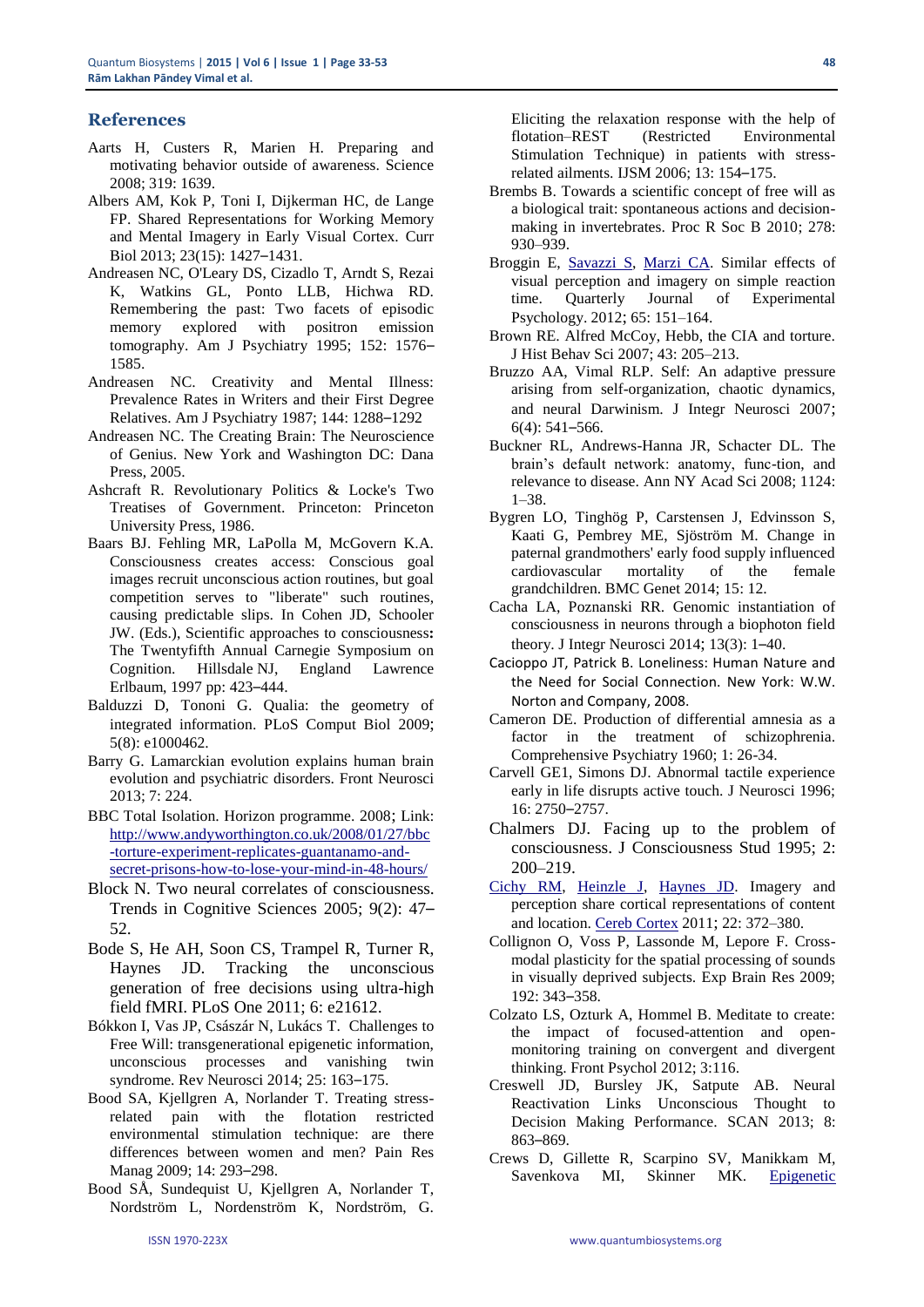## References

Aarts H, Custers R, Marien H. Preparing and motivating behavior outside of awareness. Science 2008; 319: 1639.

Albers AM, Kok P, Toni I, Dijkerman HC, de Lange FP. Shared Representations for Working Memory and Mental Imagery in Early Visual Cortex. Curr Biol 2013; 23(15): 1427–1431.

Andreasen NC, O'Leary DS, Cizadlo T, Arndt S, Rezai K, Watkins GL, Ponto LLB, Hichwa RD. Remembering the past: Two facets of episodic memory explored with positron emission tomography. Am J Psychiatry 1995; 152: 1576–1585.

Andreasen NC. Creativity and Mental Illness: Prevalence Rates in Writers and their First Degree Relatives. Am J Psychiatry 1987; 144: 1288–1292

Andreasen NC. The Creating Brain: The Neuroscience of Genius. New York and Washington DC: Dana Press, 2005.

Ashcraft R. Revolutionary Politics & Locke's Two Treatises of Government. Princeton: Princeton University Press, 1986.

Baars BJ. Fehling MR, LaPolla M, McGovern K.A. Consciousness creates access: Conscious goal images recruit unconscious action routines, but goal competition serves to "liberate" such routines, causing predictable slips. In Cohen JD, Schooler JW. (Eds.), Scientific approaches to consciousness**:** The Twentyfifth Annual Carnegie Symposium on Cognition. Hillsdale NJ, England Lawrence Erlbaum, 1997 pp: 423–444.

Balduzzi D, Tononi G. Qualia: the geometry of integrated information. PLoS Comput Biol 2009; 5(8): e1000462.

Barry G. Lamarckian evolution explains human brain evolution and psychiatric disorders. Front Neurosci 2013; 7: 224.

BBC Total Isolation. Horizon programme. 2008; Link: http://www.andyworthington.co.uk/2008/01/27/bbc-torture-experiment-replicates-guantanamo-and-secret-prisons-how-to-lose-your-mind-in-48-hours/

Block N. Two neural correlates of consciousness. Trends in Cognitive Sciences 2005; 9(2): 47–52.

Bode S, He AH, Soon CS, Trampel R, Turner R, Haynes JD. Tracking the unconscious generation of free decisions using ultra-high field fMRI. PLoS One 2011; 6: e21612.

Bókkon I, Vas JP, Császár N, Lukács T. Challenges to Free Will: transgenerational epigenetic information, unconscious processes and vanishing twin syndrome. Rev Neurosci 2014; 25: 163–175.

Bood SA, Kjellgren A, Norlander T. Treating stress-related pain with the flotation restricted environmental stimulation technique: are there differences between women and men? Pain Res Manag 2009; 14: 293–298.

Bood SÅ, Sundequist U, Kjellgren A, Norlander T, Nordström L, Nordenström K, Nordström, G. Eliciting the relaxation response with the help of flotation–REST (Restricted Environmental Stimulation Technique) in patients with stress-related ailments. IJSM 2006; 13: 154–175.

Brembs B. Towards a scientific concept of free will as a biological trait: spontaneous actions and decision-making in invertebrates. Proc R Soc B 2010; 278: 930–939.

Broggin E, Savazzi S, Marzi CA. Similar effects of visual perception and imagery on simple reaction time. Quarterly Journal of Experimental Psychology. 2012; 65: 151–164.

Brown RE. Alfred McCoy, Hebb, the CIA and torture. J Hist Behav Sci 2007; 43: 205–213.

Bruzzo AA, Vimal RLP. Self: An adaptive pressure arising from self-organization, chaotic dynamics, and neural Darwinism. J Integr Neurosci 2007; 6(4): 541–566.

Buckner RL, Andrews-Hanna JR, Schacter DL. The brain's default network: anatomy, func-tion, and relevance to disease. Ann NY Acad Sci 2008; 1124: 1–38.

Bygren LO, Tinghög P, Carstensen J, Edvinsson S, Kaati G, Pembrey ME, Sjöström M. Change in paternal grandmothers' early food supply influenced cardiovascular mortality of the female grandchildren. BMC Genet 2014; 15: 12.

Cacha LA, Poznanski RR. Genomic instantiation of consciousness in neurons through a biophoton field theory. J Integr Neurosci 2014; 13(3): 1–40.

Cacioppo JT, Patrick B. Loneliness: Human Nature and the Need for Social Connection. New York: W.W. Norton and Company, 2008.

Cameron DE. Production of differential amnesia as a factor in the treatment of schizophrenia. Comprehensive Psychiatry 1960; 1: 26-34.

Carvell GE1, Simons DJ. Abnormal tactile experience early in life disrupts active touch. J Neurosci 1996; 16: 2750–2757.

Chalmers DJ. Facing up to the problem of consciousness. J Consciousness Stud 1995; 2: 200–219.

Cichy RM, Heinzle J, Haynes JD. Imagery and perception share cortical representations of content and location. Cereb Cortex 2011; 22: 372–380.

Collignon O, Voss P, Lassonde M, Lepore F. Cross-modal plasticity for the spatial processing of sounds in visually deprived subjects. Exp Brain Res 2009; 192: 343–358.

Colzato LS, Ozturk A, Hommel B. Meditate to create: the impact of focused-attention and open-monitoring training on convergent and divergent thinking. Front Psychol 2012; 3:116.

Creswell JD, Bursley JK, Satpute AB. Neural Reactivation Links Unconscious Thought to Decision Making Performance. SCAN 2013; 8: 863–869.

Crews D, Gillette R, Scarpino SV, Manikkam M, Savenkova MI, Skinner MK. Epigenetic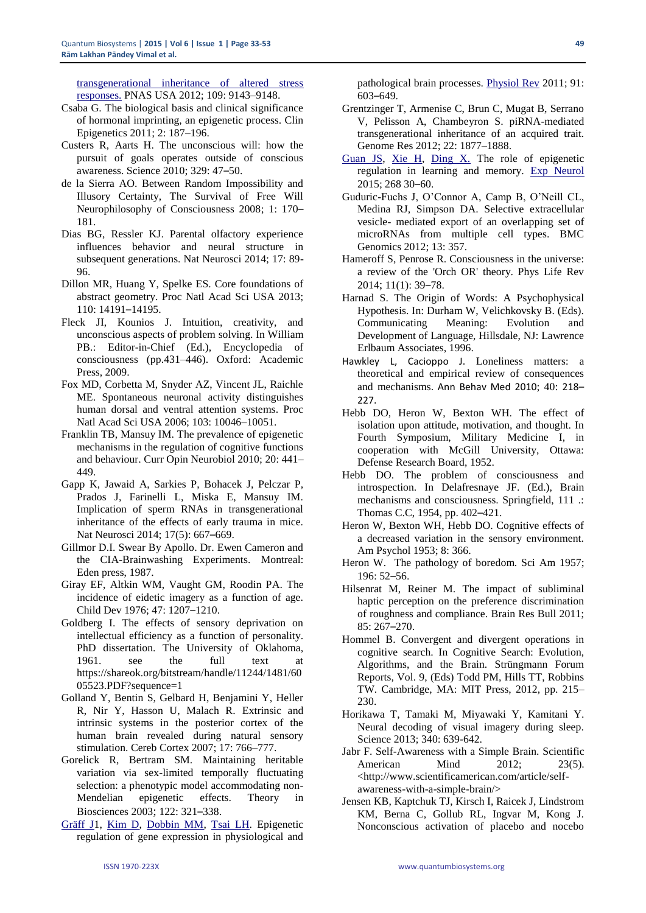transgenerational inheritance of altered stress responses. PNAS USA 2012; 109: 9143–9148.

Csaba G. The biological basis and clinical significance of hormonal imprinting, an epigenetic process. Clin Epigenetics 2011; 2: 187–196.

Custers R, Aarts H. The unconscious will: how the pursuit of goals operates outside of conscious awareness. Science 2010; 329: 47–50.

de la Sierra AO. Between Random Impossibility and Illusory Certainty, The Survival of Free Will Neurophilosophy of Consciousness 2008; 1: 170–181.

Dias BG, Ressler KJ. Parental olfactory experience influences behavior and neural structure in subsequent generations. Nat Neurosci 2014; 17: 89-96.

Dillon MR, Huang Y, Spelke ES. Core foundations of abstract geometry. Proc Natl Acad Sci USA 2013; 110: 14191–14195.

Fleck JI, Kounios J. Intuition, creativity, and unconscious aspects of problem solving. In William PB.: Editor-in-Chief (Ed.), Encyclopedia of consciousness (pp.431–446). Oxford: Academic Press, 2009.

Fox MD, Corbetta M, Snyder AZ, Vincent JL, Raichle ME. Spontaneous neuronal activity distinguishes human dorsal and ventral attention systems. Proc Natl Acad Sci USA 2006; 103: 10046–10051.

Franklin TB, Mansuy IM. The prevalence of epigenetic mechanisms in the regulation of cognitive functions and behaviour. Curr Opin Neurobiol 2010; 20: 441–449.

Gapp K, Jawaid A, Sarkies P, Bohacek J, Pelczar P, Prados J, Farinelli L, Miska E, Mansuy IM. Implication of sperm RNAs in transgenerational inheritance of the effects of early trauma in mice. Nat Neurosci 2014; 17(5): 667–669.

Gillmor D.I. Swear By Apollo. Dr. Ewen Cameron and the CIA-Brainwashing Experiments. Montreal: Eden press, 1987.

Giray EF, Altkin WM, Vaught GM, Roodin PA. The incidence of eidetic imagery as a function of age. Child Dev 1976; 47: 1207–1210.

Goldberg I. The effects of sensory deprivation on intellectual efficiency as a function of personality. PhD dissertation. The University of Oklahoma, 1961. see the full text at https://shareok.org/bitstream/handle/11244/1481/6005523.PDF?sequence=1

Golland Y, Bentin S, Gelbard H, Benjamini Y, Heller R, Nir Y, Hasson U, Malach R. Extrinsic and intrinsic systems in the posterior cortex of the human brain revealed during natural sensory stimulation. Cereb Cortex 2007; 17: 766–777.

Gorelick R, Bertram SM. Maintaining heritable variation via sex-limited temporally fluctuating selection: a phenotypic model accommodating non-Mendelian epigenetic effects. Theory in Biosciences 2003; 122: 321–338.

Gräff J1, Kim D, Dobbin MM, Tsai LH. Epigenetic regulation of gene expression in physiological and pathological brain processes. Physiol Rev 2011; 91: 603–649.

Grentzinger T, Armenise C, Brun C, Mugat B, Serrano V, Pelisson A, Chambeyron S. piRNA-mediated transgenerational inheritance of an acquired trait. Genome Res 2012; 22: 1877–1888.

Guan JS, Xie H, Ding X. The role of epigenetic regulation in learning and memory. Exp Neurol 2015; 268 30–60.

Guduric-Fuchs J, O'Connor A, Camp B, O'Neill CL, Medina RJ, Simpson DA. Selective extracellular vesicle- mediated export of an overlapping set of microRNAs from multiple cell types. BMC Genomics 2012; 13: 357.

Hameroff S, Penrose R. Consciousness in the universe: a review of the 'Orch OR' theory. Phys Life Rev 2014; 11(1): 39–78.

Harnad S. The Origin of Words: A Psychophysical Hypothesis. In: Durham W, Velichkovsky B. (Eds). Communicating Meaning: Evolution and Development of Language, Hillsdale, NJ: Lawrence Erlbaum Associates, 1996.

Hawkley L, Cacioppo J. Loneliness matters: a theoretical and empirical review of consequences and mechanisms. Ann Behav Med 2010; 40: 218–227.

Hebb DO, Heron W, Bexton WH. The effect of isolation upon attitude, motivation, and thought. In Fourth Symposium, Military Medicine I, in cooperation with McGill University, Ottawa: Defense Research Board, 1952.

Hebb DO. The problem of consciousness and introspection. In Delafresnaye JF. (Ed.), Brain mechanisms and consciousness. Springfield, 111 .: Thomas C.C, 1954, pp. 402–421.

Heron W, Bexton WH, Hebb DO. Cognitive effects of a decreased variation in the sensory environment. Am Psychol 1953; 8: 366.

Heron W. The pathology of boredom. Sci Am 1957; 196: 52–56.

Hilsenrat M, Reiner M. The impact of subliminal haptic perception on the preference discrimination of roughness and compliance. Brain Res Bull 2011; 85: 267–270.

Hommel B. Convergent and divergent operations in cognitive search. In Cognitive Search: Evolution, Algorithms, and the Brain. Strüngmann Forum Reports, Vol. 9, (Eds) Todd PM, Hills TT, Robbins TW. Cambridge, MA: MIT Press, 2012, pp. 215–230.

Horikawa T, Tamaki M, Miyawaki Y, Kamitani Y. Neural decoding of visual imagery during sleep. Science 2013; 340: 639-642.

Jabr F. Self-Awareness with a Simple Brain. Scientific American Mind 2012; 23(5). <http://www.scientificamerican.com/article/self-awareness-with-a-simple-brain/>

Jensen KB, Kaptchuk TJ, Kirsch I, Raicek J, Lindstrom KM, Berna C, Gollub RL, Ingvar M, Kong J. Nonconscious activation of placebo and nocebo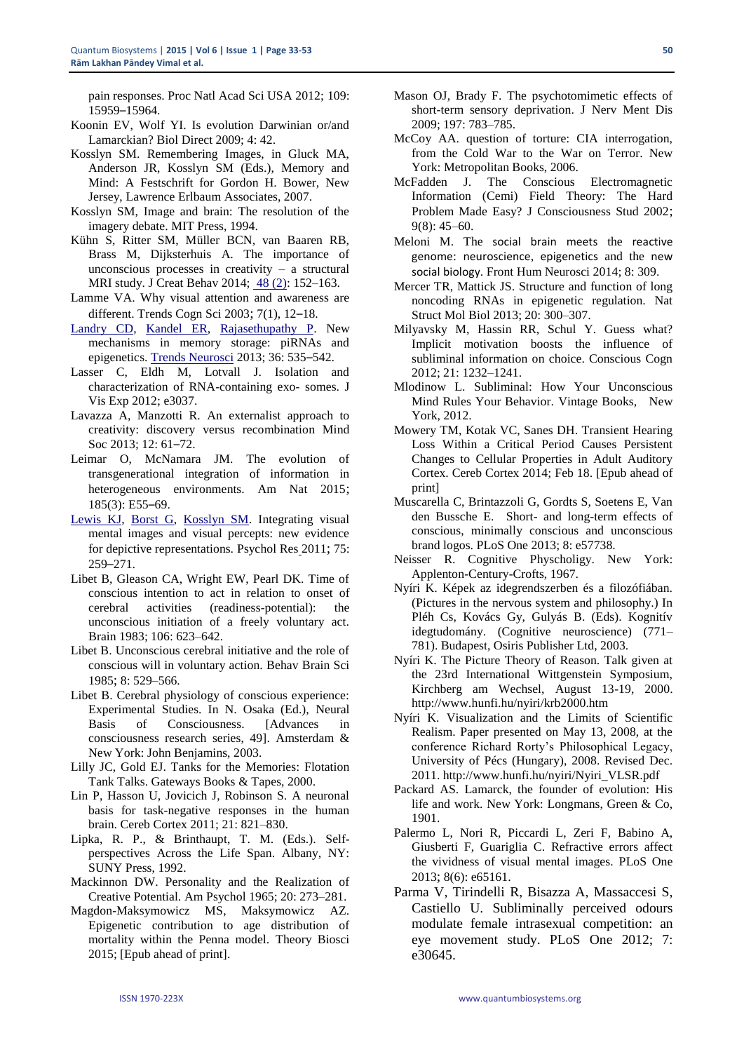pain responses. Proc Natl Acad Sci USA 2012; 109: 15959–15964.

Koonin EV, Wolf YI. Is evolution Darwinian or/and Lamarckian? Biol Direct 2009; 4: 42.

Kosslyn SM. Remembering Images, in Gluck MA, Anderson JR, Kosslyn SM (Eds.), Memory and Mind: A Festschrift for Gordon H. Bower, New Jersey, Lawrence Erlbaum Associates, 2007.

Kosslyn SM, Image and brain: The resolution of the imagery debate. MIT Press, 1994.

Kühn S, Ritter SM, Müller BCN, van Baaren RB, Brass M, Dijksterhuis A. The importance of unconscious processes in creativity – a structural MRI study. J Creat Behav 2014; 48 (2): 152–163.

Lamme VA. Why visual attention and awareness are different. Trends Cogn Sci 2003; 7(1), 12–18.

Landry CD, Kandel ER, Rajasethupathy P. New mechanisms in memory storage: piRNAs and epigenetics. Trends Neurosci 2013; 36: 535–542.

Lasser C, Eldh M, Lotvall J. Isolation and characterization of RNA-containing exo- somes. J Vis Exp 2012; e3037.

Lavazza A, Manzotti R. An externalist approach to creativity: discovery versus recombination Mind Soc 2013; 12: 61–72.

Leimar O, McNamara JM. The evolution of transgenerational integration of information in heterogeneous environments. Am Nat 2015; 185(3): E55–69.

Lewis KJ, Borst G, Kosslyn SM. Integrating visual mental images and visual percepts: new evidence for depictive representations. Psychol Res 2011; 75: 259–271.

Libet B, Gleason CA, Wright EW, Pearl DK. Time of conscious intention to act in relation to onset of cerebral activities (readiness-potential): the unconscious initiation of a freely voluntary act. Brain 1983; 106: 623–642.

Libet B. Unconscious cerebral initiative and the role of conscious will in voluntary action. Behav Brain Sci 1985; 8: 529–566.

Libet B. Cerebral physiology of conscious experience: Experimental Studies. In N. Osaka (Ed.), Neural Basis of Consciousness. [Advances in consciousness research series, 49]. Amsterdam & New York: John Benjamins, 2003.

Lilly JC, Gold EJ. Tanks for the Memories: Flotation Tank Talks. Gateways Books & Tapes, 2000.

Lin P, Hasson U, Jovicich J, Robinson S. A neuronal basis for task-negative responses in the human brain. Cereb Cortex 2011; 21: 821–830.

Lipka, R. P., & Brinthaupt, T. M. (Eds.). Self-perspectives Across the Life Span. Albany, NY: SUNY Press, 1992.

Mackinnon DW. Personality and the Realization of Creative Potential. Am Psychol 1965; 20: 273–281.

Magdon-Maksymowicz MS, Maksymowicz AZ. Epigenetic contribution to age distribution of mortality within the Penna model. Theory Biosci 2015; [Epub ahead of print].

Mason OJ, Brady F. The psychotomimetic effects of short-term sensory deprivation. J Nerv Ment Dis 2009; 197: 783–785.

McCoy AA. question of torture: CIA interrogation, from the Cold War to the War on Terror. New York: Metropolitan Books, 2006.

McFadden J. The Conscious Electromagnetic Information (Cemi) Field Theory: The Hard Problem Made Easy? J Consciousness Stud 2002; 9(8): 45–60.

Meloni M. The social brain meets the reactive genome: neuroscience, epigenetics and the new social biology. Front Hum Neurosci 2014; 8: 309.

Mercer TR, Mattick JS. Structure and function of long noncoding RNAs in epigenetic regulation. Nat Struct Mol Biol 2013; 20: 300–307.

Milyavsky M, Hassin RR, Schul Y. Guess what? Implicit motivation boosts the influence of subliminal information on choice. Conscious Cogn 2012; 21: 1232–1241.

Mlodinow L. Subliminal: How Your Unconscious Mind Rules Your Behavior. Vintage Books, New York, 2012.

Mowery TM, Kotak VC, Sanes DH. Transient Hearing Loss Within a Critical Period Causes Persistent Changes to Cellular Properties in Adult Auditory Cortex. Cereb Cortex 2014; Feb 18. [Epub ahead of print]

Muscarella C, Brintazzoli G, Gordts S, Soetens E, Van den Bussche E. Short- and long-term effects of conscious, minimally conscious and unconscious brand logos. PLoS One 2013; 8: e57738.

Neisser R. Cognitive Physcholigy. New York: Appleton-Century-Crofts, 1967.

Nyíri K. Képek az idegrendszerben és a filozófiában. (Pictures in the nervous system and philosophy.) In Pléh Cs, Kovács Gy, Gulyás B. (Eds). Kognitív idegtudomány. (Cognitive neuroscience) (771–781). Budapest, Osiris Publisher Ltd, 2003.

Nyíri K. The Picture Theory of Reason. Talk given at the 23rd International Wittgenstein Symposium, Kirchberg am Wechsel, August 13-19, 2000. http://www.hunfi.hu/nyiri/krb2000.htm

Nyíri K. Visualization and the Limits of Scientific Realism. Paper presented on May 13, 2008, at the conference Richard Rorty's Philosophical Legacy, University of Pécs (Hungary), 2008. Revised Dec. 2011. http://www.hunfi.hu/nyiri/Nyiri_VLSR.pdf

Packard AS. Lamarck, the founder of evolution: His life and work. New York: Longmans, Green & Co, 1901.

Palermo L, Nori R, Piccardi L, Zeri F, Babino A, Giusberti F, Guariglia C. Refractive errors affect the vividness of visual mental images. PLoS One 2013; 8(6): e65161.

Parma V, Tirindelli R, Bisazza A, Massaccesi S, Castiello U. Subliminally perceived odours modulate female intrasexual competition: an eye movement study. PLoS One 2012; 7: e30645.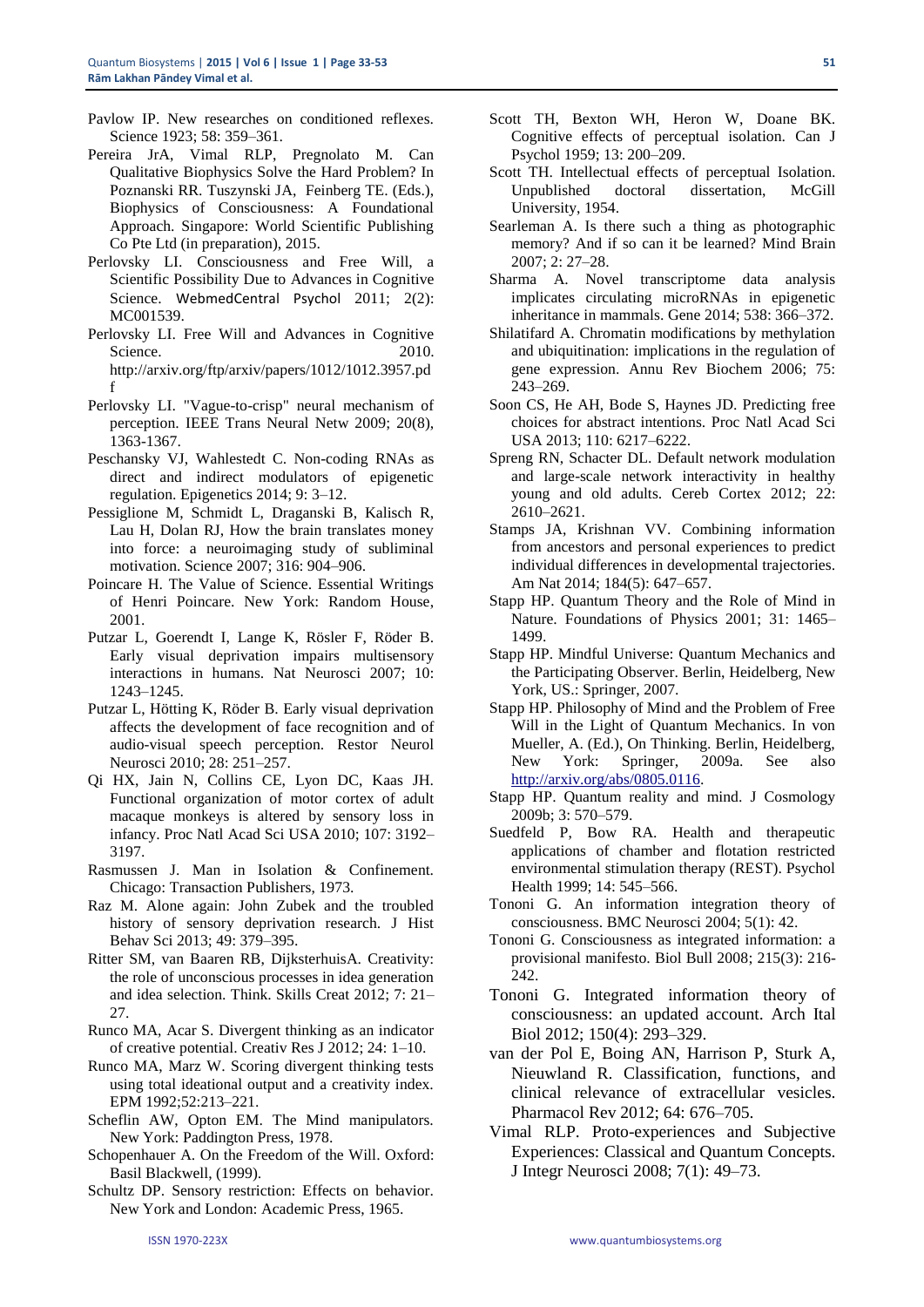Pavlow IP. New researches on conditioned reflexes. Science 1923; 58: 359–361.

Pereira JrA, Vimal RLP, Pregnolato M. Can Qualitative Biophysics Solve the Hard Problem? In Poznanski RR. Tuszynski JA, Feinberg TE. (Eds.), Biophysics of Consciousness: A Foundational Approach. Singapore: World Scientific Publishing Co Pte Ltd (in preparation), 2015.

Perlovsky LI. Consciousness and Free Will, a Scientific Possibility Due to Advances in Cognitive Science. WebmedCentral Psychol 2011; 2(2): MC001539.

Perlovsky LI. Free Will and Advances in Cognitive Science. 2010. http://arxiv.org/ftp/arxiv/papers/1012/1012.3957.pdf

Perlovsky LI. "Vague-to-crisp" neural mechanism of perception. IEEE Trans Neural Netw 2009; 20(8), 1363-1367.

Peschansky VJ, Wahlestedt C. Non-coding RNAs as direct and indirect modulators of epigenetic regulation. Epigenetics 2014; 9: 3–12.

Pessiglione M, Schmidt L, Draganski B, Kalisch R, Lau H, Dolan RJ, How the brain translates money into force: a neuroimaging study of subliminal motivation. Science 2007; 316: 904–906.

Poincare H. The Value of Science. Essential Writings of Henri Poincare. New York: Random House, 2001.

Putzar L, Goerendt I, Lange K, Rösler F, Röder B. Early visual deprivation impairs multisensory interactions in humans. Nat Neurosci 2007; 10: 1243–1245.

Putzar L, Hötting K, Röder B. Early visual deprivation affects the development of face recognition and of audio-visual speech perception. Restor Neurol Neurosci 2010; 28: 251–257.

Qi HX, Jain N, Collins CE, Lyon DC, Kaas JH. Functional organization of motor cortex of adult macaque monkeys is altered by sensory loss in infancy. Proc Natl Acad Sci USA 2010; 107: 3192–3197.

Rasmussen J. Man in Isolation & Confinement. Chicago: Transaction Publishers, 1973.

Raz M. Alone again: John Zubek and the troubled history of sensory deprivation research. J Hist Behav Sci 2013; 49: 379–395.

Ritter SM, van Baaren RB, DijksterhuisA. Creativity: the role of unconscious processes in idea generation and idea selection. Think. Skills Creat 2012; 7: 21–27.

Runco MA, Acar S. Divergent thinking as an indicator of creative potential. Creativ Res J 2012; 24: 1–10.

Runco MA, Marz W. Scoring divergent thinking tests using total ideational output and a creativity index. EPM 1992;52:213–221.

Scheflin AW, Opton EM. The Mind manipulators. New York: Paddington Press, 1978.

Schopenhauer A. On the Freedom of the Will. Oxford: Basil Blackwell, (1999).

Schultz DP. Sensory restriction: Effects on behavior. New York and London: Academic Press, 1965.

Scott TH, Bexton WH, Heron W, Doane BK. Cognitive effects of perceptual isolation. Can J Psychol 1959; 13: 200–209.

Scott TH. Intellectual effects of perceptual Isolation. Unpublished doctoral dissertation, McGill University, 1954.

Searleman A. Is there such a thing as photographic memory? And if so can it be learned? Mind Brain 2007; 2: 27–28.

Sharma A. Novel transcriptome data analysis implicates circulating microRNAs in epigenetic inheritance in mammals. Gene 2014; 538: 366–372.

Shilatifard A. Chromatin modifications by methylation and ubiquitination: implications in the regulation of gene expression. Annu Rev Biochem 2006; 75: 243–269.

Soon CS, He AH, Bode S, Haynes JD. Predicting free choices for abstract intentions. Proc Natl Acad Sci USA 2013; 110: 6217–6222.

Spreng RN, Schacter DL. Default network modulation and large-scale network interactivity in healthy young and old adults. Cereb Cortex 2012; 22: 2610–2621.

Stamps JA, Krishnan VV. Combining information from ancestors and personal experiences to predict individual differences in developmental trajectories. Am Nat 2014; 184(5): 647–657.

Stapp HP. Quantum Theory and the Role of Mind in Nature. Foundations of Physics 2001; 31: 1465–1499.

Stapp HP. Mindful Universe: Quantum Mechanics and the Participating Observer. Berlin, Heidelberg, New York, US.: Springer, 2007.

Stapp HP. Philosophy of Mind and the Problem of Free Will in the Light of Quantum Mechanics. In von Mueller, A. (Ed.), On Thinking. Berlin, Heidelberg, New York: Springer, 2009a. See also http://arxiv.org/abs/0805.0116.

Stapp HP. Quantum reality and mind. J Cosmology 2009b; 3: 570–579.

Suedfeld P, Bow RA. Health and therapeutic applications of chamber and flotation restricted environmental stimulation therapy (REST). Psychol Health 1999; 14: 545–566.

Tononi G. An information integration theory of consciousness. BMC Neurosci 2004; 5(1): 42.

Tononi G. Consciousness as integrated information: a provisional manifesto. Biol Bull 2008; 215(3): 216-242.

Tononi G. Integrated information theory of consciousness: an updated account. Arch Ital Biol 2012; 150(4): 293–329.

van der Pol E, Boing AN, Harrison P, Sturk A, Nieuwland R. Classification, functions, and clinical relevance of extracellular vesicles. Pharmacol Rev 2012; 64: 676–705.

Vimal RLP. Proto-experiences and Subjective Experiences: Classical and Quantum Concepts. J Integr Neurosci 2008; 7(1): 49–73.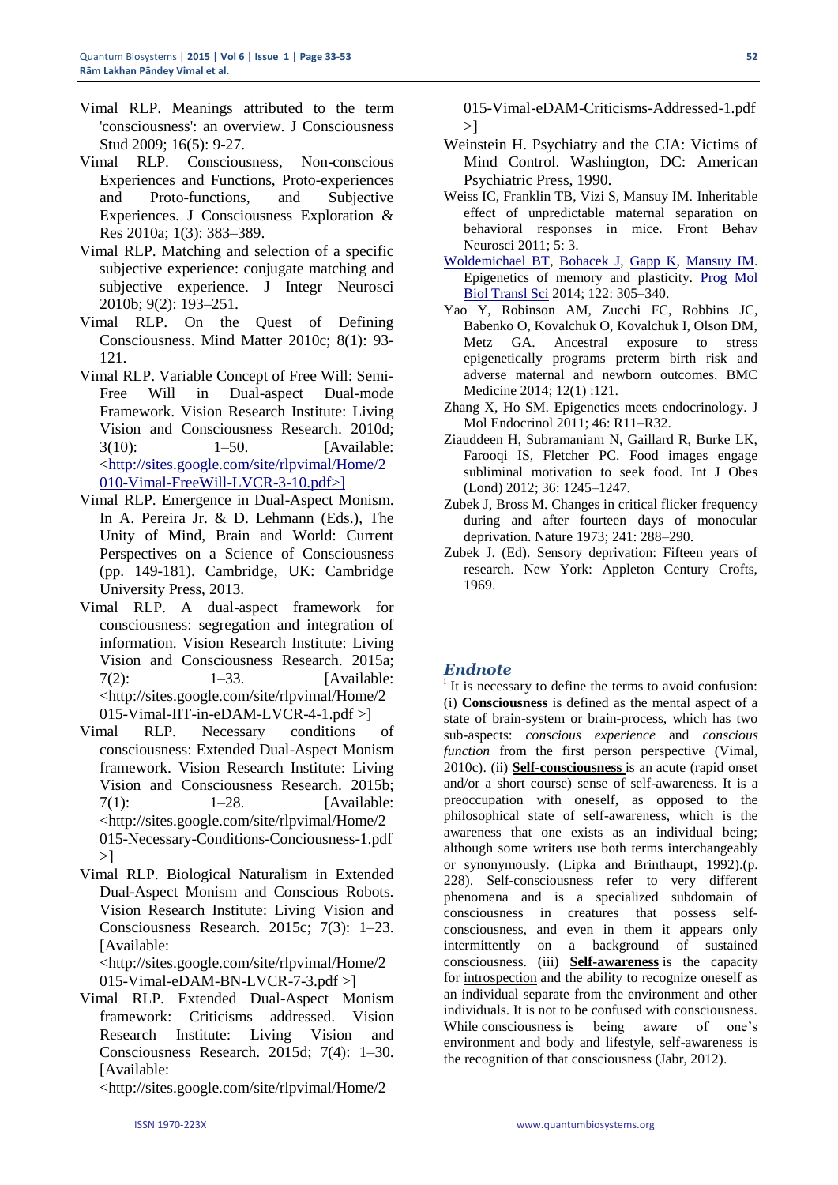Vimal RLP. Meanings attributed to the term 'consciousness': an overview. J Consciousness Stud 2009; 16(5): 9-27.

Vimal RLP. Consciousness, Non-conscious Experiences and Functions, Proto-experiences and Proto-functions, and Subjective Experiences. J Consciousness Exploration & Res 2010a; 1(3): 383–389.

Vimal RLP. Matching and selection of a specific subjective experience: conjugate matching and subjective experience. J Integr Neurosci 2010b; 9(2): 193–251.

Vimal RLP. On the Quest of Defining Consciousness. Mind Matter 2010c; 8(1): 93-121.

Vimal RLP. Variable Concept of Free Will: Semi-Free Will in Dual-aspect Dual-mode Framework. Vision Research Institute: Living Vision and Consciousness Research. 2010d; 3(10): 1–50. [Available: <http://sites.google.com/site/rlpvimal/Home/2010-Vimal-FreeWill-LVCR-3-10.pdf>]

Vimal RLP. Emergence in Dual-Aspect Monism. In A. Pereira Jr. & D. Lehmann (Eds.), The Unity of Mind, Brain and World: Current Perspectives on a Science of Consciousness (pp. 149-181). Cambridge, UK: Cambridge University Press, 2013.

Vimal RLP. A dual-aspect framework for consciousness: segregation and integration of information. Vision Research Institute: Living Vision and Consciousness Research. 2015a; 7(2): 1–33. [Available: <http://sites.google.com/site/rlpvimal/Home/2015-Vimal-IIT-in-eDAM-LVCR-4-1.pdf >]

Vimal RLP. Necessary conditions of consciousness: Extended Dual-Aspect Monism framework. Vision Research Institute: Living Vision and Consciousness Research. 2015b; 7(1): 1–28. [Available: <http://sites.google.com/site/rlpvimal/Home/2015-Necessary-Conditions-Conciousness-1.pdf >]

Vimal RLP. Biological Naturalism in Extended Dual-Aspect Monism and Conscious Robots. Vision Research Institute: Living Vision and Consciousness Research. 2015c; 7(3): 1–23. [Available: <http://sites.google.com/site/rlpvimal/Home/2015-Vimal-eDAM-BN-LVCR-7-3.pdf >]

Vimal RLP. Extended Dual-Aspect Monism framework: Criticisms addressed. Vision Research Institute: Living Vision and Consciousness Research. 2015d; 7(4): 1–30. [Available: <http://sites.google.com/site/rlpvimal/Home/2015-Vimal-eDAM-Criticisms-Addressed-1.pdf >]

Weinstein H. Psychiatry and the CIA: Victims of Mind Control. Washington, DC: American Psychiatric Press, 1990.

Weiss IC, Franklin TB, Vizi S, Mansuy IM. Inheritable effect of unpredictable maternal separation on behavioral responses in mice. Front Behav Neurosci 2011; 5: 3.

Woldemichael BT, Bohacek J, Gapp K, Mansuy IM. Epigenetics of memory and plasticity. Prog Mol Biol Transl Sci 2014; 122: 305–340.

Yao Y, Robinson AM, Zucchi FC, Robbins JC, Babenko O, Kovalchuk O, Kovalchuk I, Olson DM, Metz GA. Ancestral exposure to stress epigenetically programs preterm birth risk and adverse maternal and newborn outcomes. BMC Medicine 2014; 12(1) :121.

Zhang X, Ho SM. Epigenetics meets endocrinology. J Mol Endocrinol 2011; 46: R11–R32.

Ziauddeen H, Subramaniam N, Gaillard R, Burke LK, Farooqi IS, Fletcher PC. Food images engage subliminal motivation to seek food. Int J Obes (Lond) 2012; 36: 1245–1247.

Zubek J, Bross M. Changes in critical flicker frequency during and after fourteen days of monocular deprivation. Nature 1973; 241: 288–290.

Zubek J. (Ed). Sensory deprivation: Fifteen years of research. New York: Appleton Century Crofts, 1969.

## *Endnote*

[i] It is necessary to define the terms to avoid confusion: (i) **Consciousness** is defined as the mental aspect of a state of brain-system or brain-process, which has two sub-aspects: *conscious experience* and *conscious function* from the first person perspective (Vimal, 2010c). (ii) **Self-consciousness** is an acute (rapid onset and/or a short course) sense of self-awareness. It is a preoccupation with oneself, as opposed to the philosophical state of self-awareness, which is the awareness that one exists as an individual being; although some writers use both terms interchangeably or synonymously. (Lipka and Brinthaupt, 1992).(p. 228). Self-consciousness refer to very different phenomena and is a specialized subdomain of consciousness in creatures that possess self-consciousness, and even in them it appears only intermittently on a background of sustained consciousness. (iii) **Self-awareness** is the capacity for introspection and the ability to recognize oneself as an individual separate from the environment and other individuals. It is not to be confused with consciousness. While consciousness is being aware of one's environment and body and lifestyle, self-awareness is the recognition of that consciousness (Jabr, 2012).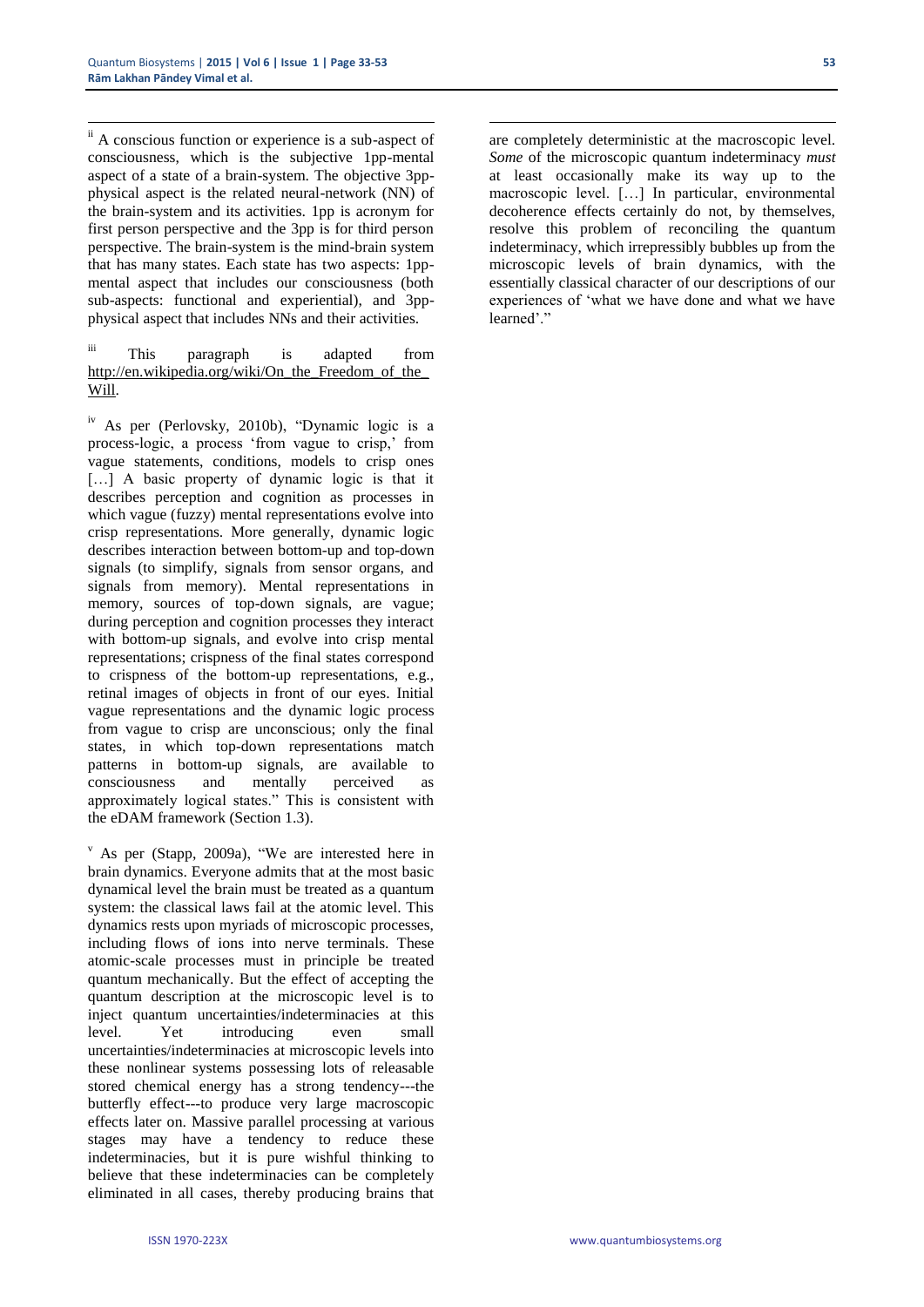[ii] A conscious function or experience is a sub-aspect of consciousness, which is the subjective 1pp-mental aspect of a state of a brain-system. The objective 3pp-physical aspect is the related neural-network (NN) of the brain-system and its activities. 1pp is acronym for first person perspective and the 3pp is for third person perspective. The brain-system is the mind-brain system that has many states. Each state has two aspects: 1pp-mental aspect that includes our consciousness (both sub-aspects: functional and experiential), and 3pp-physical aspect that includes NNs and their activities.

[iii] This paragraph is adapted from http://en.wikipedia.org/wiki/On_the_Freedom_of_the_Will.

[iv] As per (Perlovsky, 2010b), "Dynamic logic is a process-logic, a process 'from vague to crisp,' from vague statements, conditions, models to crisp ones […] A basic property of dynamic logic is that it describes perception and cognition as processes in which vague (fuzzy) mental representations evolve into crisp representations. More generally, dynamic logic describes interaction between bottom-up and top-down signals (to simplify, signals from sensor organs, and signals from memory). Mental representations in memory, sources of top-down signals, are vague; during perception and cognition processes they interact with bottom-up signals, and evolve into crisp mental representations; crispness of the final states correspond to crispness of the bottom-up representations, e.g., retinal images of objects in front of our eyes. Initial vague representations and the dynamic logic process from vague to crisp are unconscious; only the final states, in which top-down representations match patterns in bottom-up signals, are available to consciousness and mentally perceived as approximately logical states." This is consistent with the eDAM framework (Section 1.3).

[v] As per (Stapp, 2009a), "We are interested here in brain dynamics. Everyone admits that at the most basic dynamical level the brain must be treated as a quantum system: the classical laws fail at the atomic level. This dynamics rests upon myriads of microscopic processes, including flows of ions into nerve terminals. These atomic-scale processes must in principle be treated quantum mechanically. But the effect of accepting the quantum description at the microscopic level is to inject quantum uncertainties/indeterminacies at this level. Yet introducing even small uncertainties/indeterminacies at microscopic levels into these nonlinear systems possessing lots of releasable stored chemical energy has a strong tendency---the butterfly effect---to produce very large macroscopic effects later on. Massive parallel processing at various stages may have a tendency to reduce these indeterminacies, but it is pure wishful thinking to believe that these indeterminacies can be completely eliminated in all cases, thereby producing brains that are completely deterministic at the macroscopic level. *Some* of the microscopic quantum indeterminacy *must* at least occasionally make its way up to the macroscopic level. […] In particular, environmental decoherence effects certainly do not, by themselves, resolve this problem of reconciling the quantum indeterminacy, which irrepressibly bubbles up from the microscopic levels of brain dynamics, with the essentially classical character of our descriptions of our experiences of 'what we have done and what we have learned'."